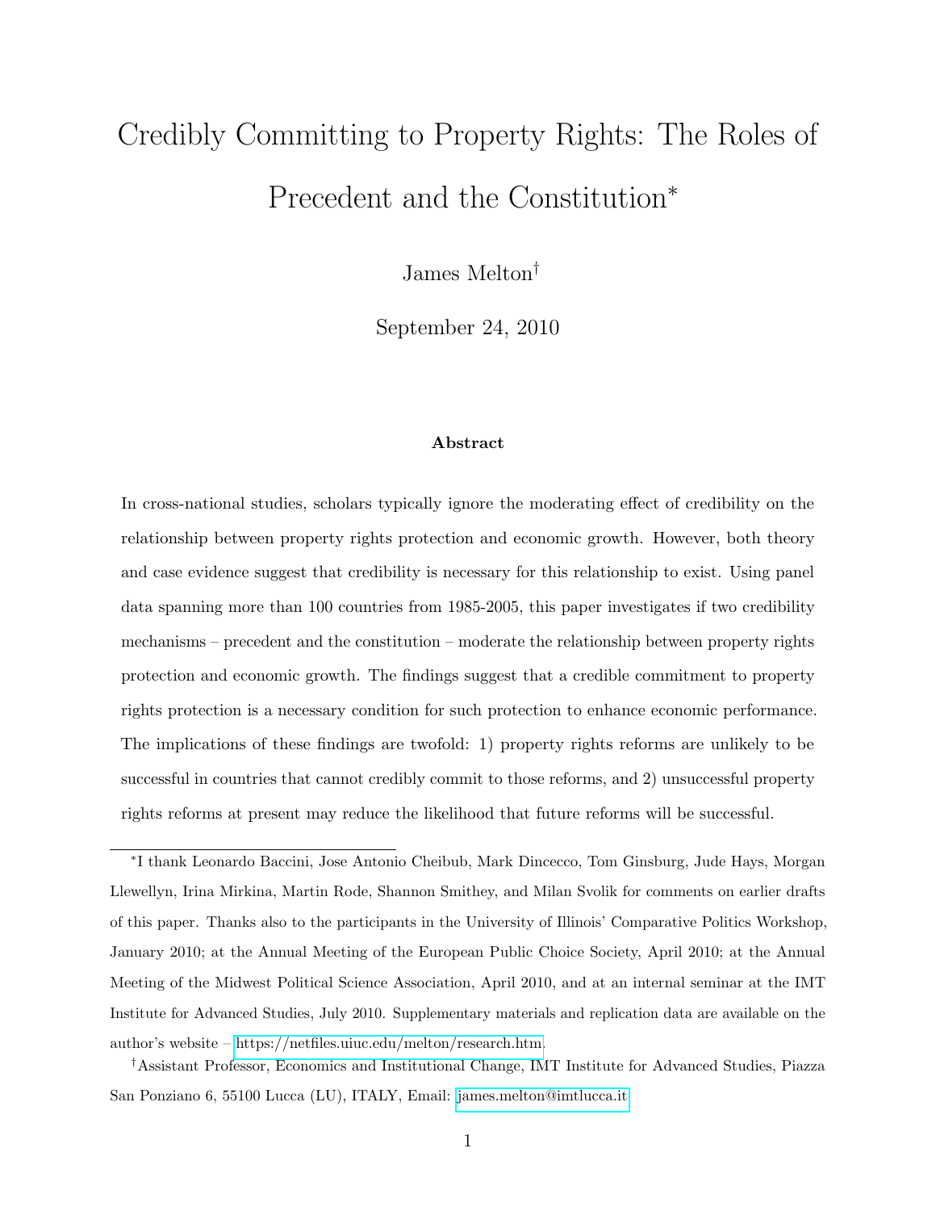# Credibly Committing to Property Rights: The Roles of Precedent and the Constitution*

James Melton†

September 24, 2010

### Abstract

In cross-national studies, scholars typically ignore the moderating effect of credibility on the relationship between property rights protection and economic growth. However, both theory and case evidence suggest that credibility is necessary for this relationship to exist. Using panel data spanning more than 100 countries from 1985-2005, this paper investigates if two credibility mechanisms – precedent and the constitution – moderate the relationship between property rights protection and economic growth. The findings suggest that a credible commitment to property rights protection is a necessary condition for such protection to enhance economic performance. The implications of these findings are twofold: 1) property rights reforms are unlikely to be successful in countries that cannot credibly commit to those reforms, and 2) unsuccessful property rights reforms at present may reduce the likelihood that future reforms will be successful.

---

*I thank Leonardo Baccini, Jose Antonio Cheibub, Mark Dincecco, Tom Ginsburg, Jude Hays, Morgan Llewellyn, Irina Mirkina, Martin Rode, Shannon Smithey, and Milan Svolik for comments on earlier drafts of this paper. Thanks also to the participants in the University of Illinois' Comparative Politics Workshop, January 2010; at the Annual Meeting of the European Public Choice Society, April 2010; at the Annual Meeting of the Midwest Political Science Association, April 2010, and at an internal seminar at the IMT Institute for Advanced Studies, July 2010. Supplementary materials and replication data are available on the author's website – https://netfiles.uiuc.edu/melton/research.htm.

†Assistant Professor, Economics and Institutional Change, IMT Institute for Advanced Studies, Piazza San Ponziano 6, 55100 Lucca (LU), ITALY, Email: james.melton@imtlucca.it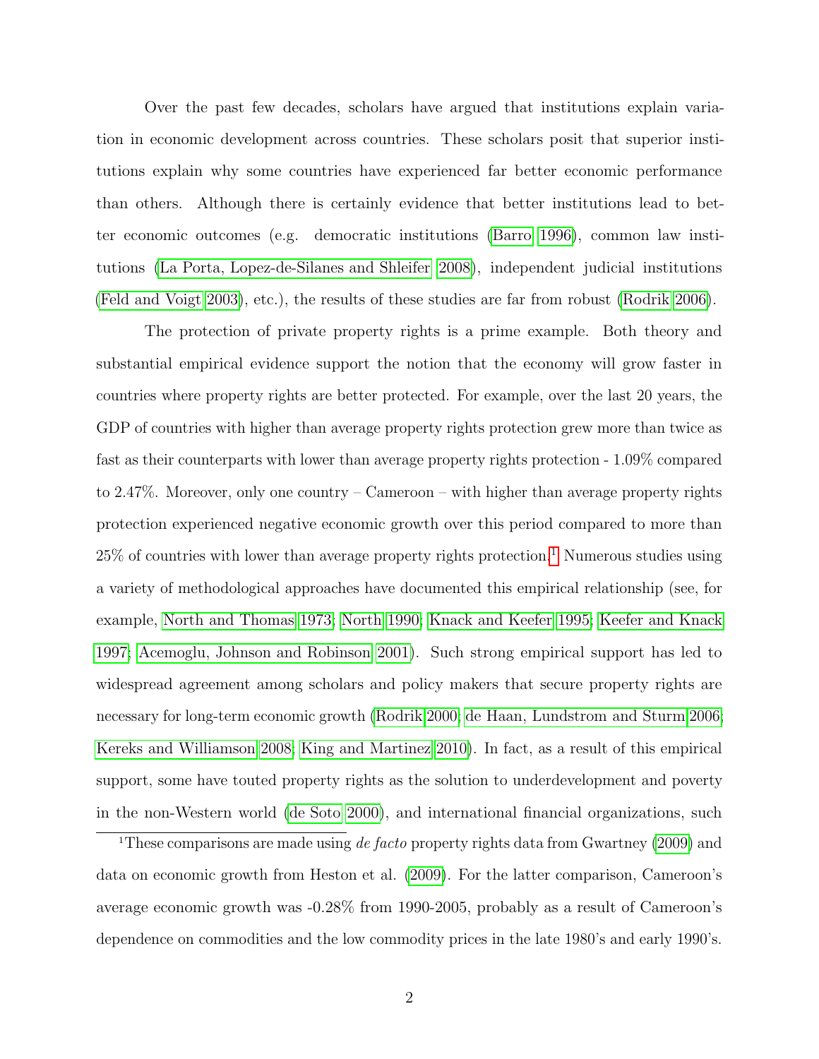Over the past few decades, scholars have argued that institutions explain variation in economic development across countries. These scholars posit that superior institutions explain why some countries have experienced far better economic performance than others. Although there is certainly evidence that better institutions lead to better economic outcomes (e.g. democratic institutions (Barro 1996), common law institutions (La Porta, Lopez-de-Silanes and Shleifer 2008), independent judicial institutions (Feld and Voigt 2003), etc.), the results of these studies are far from robust (Rodrik 2006).

The protection of private property rights is a prime example. Both theory and substantial empirical evidence support the notion that the economy will grow faster in countries where property rights are better protected. For example, over the last 20 years, the GDP of countries with higher than average property rights protection grew more than twice as fast as their counterparts with lower than average property rights protection - 1.09% compared to 2.47%. Moreover, only one country – Cameroon – with higher than average property rights protection experienced negative economic growth over this period compared to more than 25% of countries with lower than average property rights protection.[1] Numerous studies using a variety of methodological approaches have documented this empirical relationship (see, for example, North and Thomas 1973; North 1990; Knack and Keefer 1995; Keefer and Knack 1997; Acemoglu, Johnson and Robinson 2001). Such strong empirical support has led to widespread agreement among scholars and policy makers that secure property rights are necessary for long-term economic growth (Rodrik 2000; de Haan, Lundstrom and Sturm 2006; Kereks and Williamson 2008; King and Martinez 2010). In fact, as a result of this empirical support, some have touted property rights as the solution to underdevelopment and poverty in the non-Western world (de Soto 2000), and international financial organizations, such

[1] These comparisons are made using *de facto* property rights data from Gwartney (2009) and data on economic growth from Heston et al. (2009). For the latter comparison, Cameroon's average economic growth was -0.28% from 1990-2005, probably as a result of Cameroon's dependence on commodities and the low commodity prices in the late 1980's and early 1990's.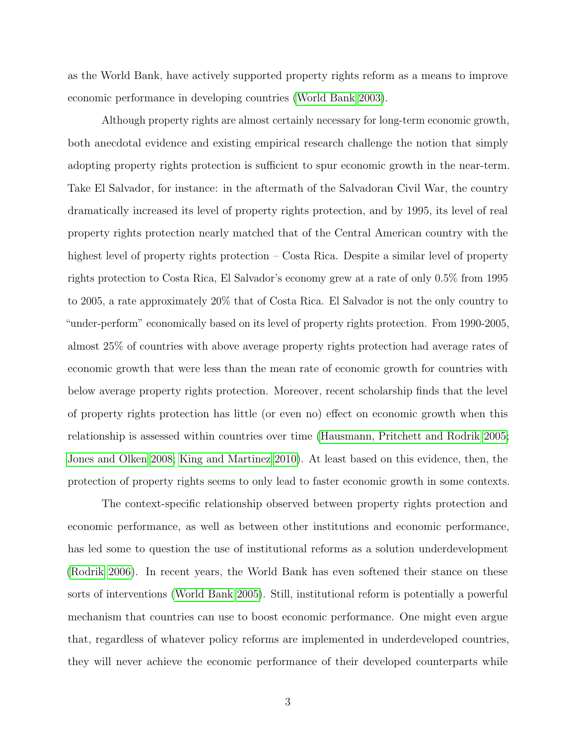as the World Bank, have actively supported property rights reform as a means to improve economic performance in developing countries (World Bank 2003).

Although property rights are almost certainly necessary for long-term economic growth, both anecdotal evidence and existing empirical research challenge the notion that simply adopting property rights protection is sufficient to spur economic growth in the near-term. Take El Salvador, for instance: in the aftermath of the Salvadoran Civil War, the country dramatically increased its level of property rights protection, and by 1995, its level of real property rights protection nearly matched that of the Central American country with the highest level of property rights protection – Costa Rica. Despite a similar level of property rights protection to Costa Rica, El Salvador's economy grew at a rate of only 0.5% from 1995 to 2005, a rate approximately 20% that of Costa Rica. El Salvador is not the only country to "under-perform" economically based on its level of property rights protection. From 1990-2005, almost 25% of countries with above average property rights protection had average rates of economic growth that were less than the mean rate of economic growth for countries with below average property rights protection. Moreover, recent scholarship finds that the level of property rights protection has little (or even no) effect on economic growth when this relationship is assessed within countries over time (Hausmann, Pritchett and Rodrik 2005; Jones and Olken 2008; King and Martinez 2010). At least based on this evidence, then, the protection of property rights seems to only lead to faster economic growth in some contexts.

The context-specific relationship observed between property rights protection and economic performance, as well as between other institutions and economic performance, has led some to question the use of institutional reforms as a solution underdevelopment (Rodrik 2006). In recent years, the World Bank has even softened their stance on these sorts of interventions (World Bank 2005). Still, institutional reform is potentially a powerful mechanism that countries can use to boost economic performance. One might even argue that, regardless of whatever policy reforms are implemented in underdeveloped countries, they will never achieve the economic performance of their developed counterparts while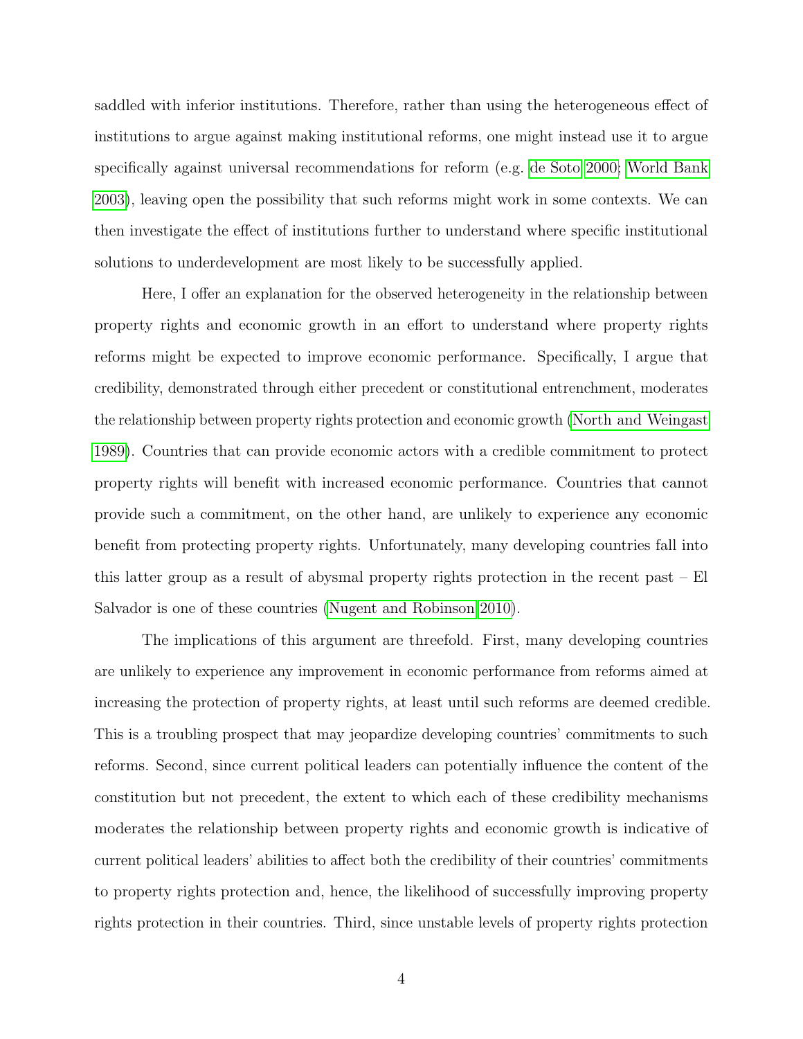saddled with inferior institutions. Therefore, rather than using the heterogeneous effect of institutions to argue against making institutional reforms, one might instead use it to argue specifically against universal recommendations for reform (e.g. de Soto 2000; World Bank 2003), leaving open the possibility that such reforms might work in some contexts. We can then investigate the effect of institutions further to understand where specific institutional solutions to underdevelopment are most likely to be successfully applied.

Here, I offer an explanation for the observed heterogeneity in the relationship between property rights and economic growth in an effort to understand where property rights reforms might be expected to improve economic performance. Specifically, I argue that credibility, demonstrated through either precedent or constitutional entrenchment, moderates the relationship between property rights protection and economic growth (North and Weingast 1989). Countries that can provide economic actors with a credible commitment to protect property rights will benefit with increased economic performance. Countries that cannot provide such a commitment, on the other hand, are unlikely to experience any economic benefit from protecting property rights. Unfortunately, many developing countries fall into this latter group as a result of abysmal property rights protection in the recent past – El Salvador is one of these countries (Nugent and Robinson 2010).

The implications of this argument are threefold. First, many developing countries are unlikely to experience any improvement in economic performance from reforms aimed at increasing the protection of property rights, at least until such reforms are deemed credible. This is a troubling prospect that may jeopardize developing countries' commitments to such reforms. Second, since current political leaders can potentially influence the content of the constitution but not precedent, the extent to which each of these credibility mechanisms moderates the relationship between property rights and economic growth is indicative of current political leaders' abilities to affect both the credibility of their countries' commitments to property rights protection and, hence, the likelihood of successfully improving property rights protection in their countries. Third, since unstable levels of property rights protection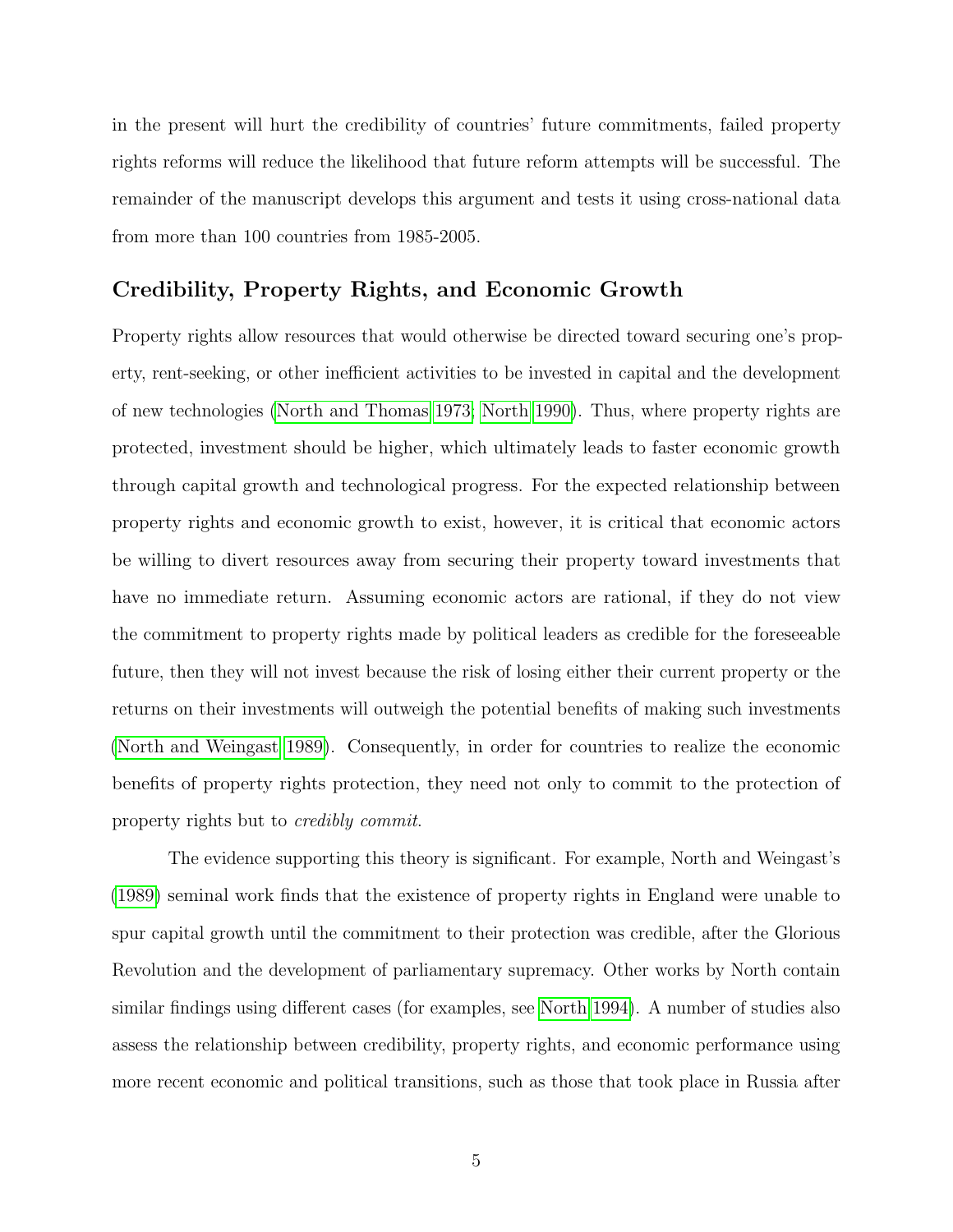in the present will hurt the credibility of countries' future commitments, failed property rights reforms will reduce the likelihood that future reform attempts will be successful. The remainder of the manuscript develops this argument and tests it using cross-national data from more than 100 countries from 1985-2005.

## Credibility, Property Rights, and Economic Growth

Property rights allow resources that would otherwise be directed toward securing one's property, rent-seeking, or other inefficient activities to be invested in capital and the development of new technologies (North and Thomas 1973; North 1990). Thus, where property rights are protected, investment should be higher, which ultimately leads to faster economic growth through capital growth and technological progress. For the expected relationship between property rights and economic growth to exist, however, it is critical that economic actors be willing to divert resources away from securing their property toward investments that have no immediate return. Assuming economic actors are rational, if they do not view the commitment to property rights made by political leaders as credible for the foreseeable future, then they will not invest because the risk of losing either their current property or the returns on their investments will outweigh the potential benefits of making such investments (North and Weingast 1989). Consequently, in order for countries to realize the economic benefits of property rights protection, they need not only to commit to the protection of property rights but to *credibly commit*.

The evidence supporting this theory is significant. For example, North and Weingast's (1989) seminal work finds that the existence of property rights in England were unable to spur capital growth until the commitment to their protection was credible, after the Glorious Revolution and the development of parliamentary supremacy. Other works by North contain similar findings using different cases (for examples, see North 1994). A number of studies also assess the relationship between credibility, property rights, and economic performance using more recent economic and political transitions, such as those that took place in Russia after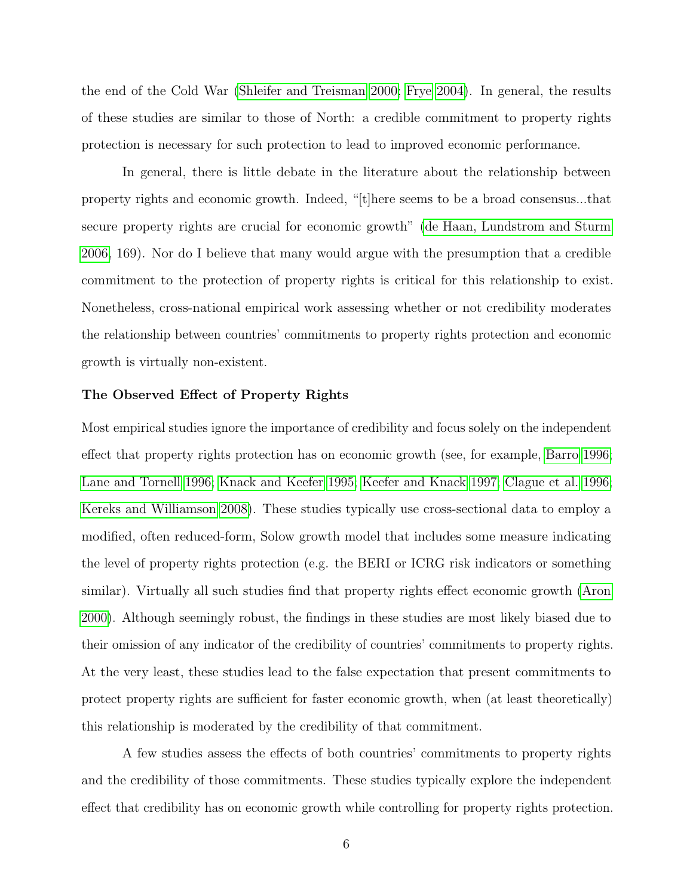the end of the Cold War (Shleifer and Treisman 2000; Frye 2004). In general, the results of these studies are similar to those of North: a credible commitment to property rights protection is necessary for such protection to lead to improved economic performance.

In general, there is little debate in the literature about the relationship between property rights and economic growth. Indeed, "[t]here seems to be a broad consensus...that secure property rights are crucial for economic growth" (de Haan, Lundstrom and Sturm 2006, 169). Nor do I believe that many would argue with the presumption that a credible commitment to the protection of property rights is critical for this relationship to exist. Nonetheless, cross-national empirical work assessing whether or not credibility moderates the relationship between countries' commitments to property rights protection and economic growth is virtually non-existent.

**The Observed Effect of Property Rights**

Most empirical studies ignore the importance of credibility and focus solely on the independent effect that property rights protection has on economic growth (see, for example, Barro 1996; Lane and Tornell 1996; Knack and Keefer 1995; Keefer and Knack 1997; Clague et al. 1996; Kereks and Williamson 2008). These studies typically use cross-sectional data to employ a modified, often reduced-form, Solow growth model that includes some measure indicating the level of property rights protection (e.g. the BERI or ICRG risk indicators or something similar). Virtually all such studies find that property rights effect economic growth (Aron 2000). Although seemingly robust, the findings in these studies are most likely biased due to their omission of any indicator of the credibility of countries' commitments to property rights. At the very least, these studies lead to the false expectation that present commitments to protect property rights are sufficient for faster economic growth, when (at least theoretically) this relationship is moderated by the credibility of that commitment.

A few studies assess the effects of both countries' commitments to property rights and the credibility of those commitments. These studies typically explore the independent effect that credibility has on economic growth while controlling for property rights protection.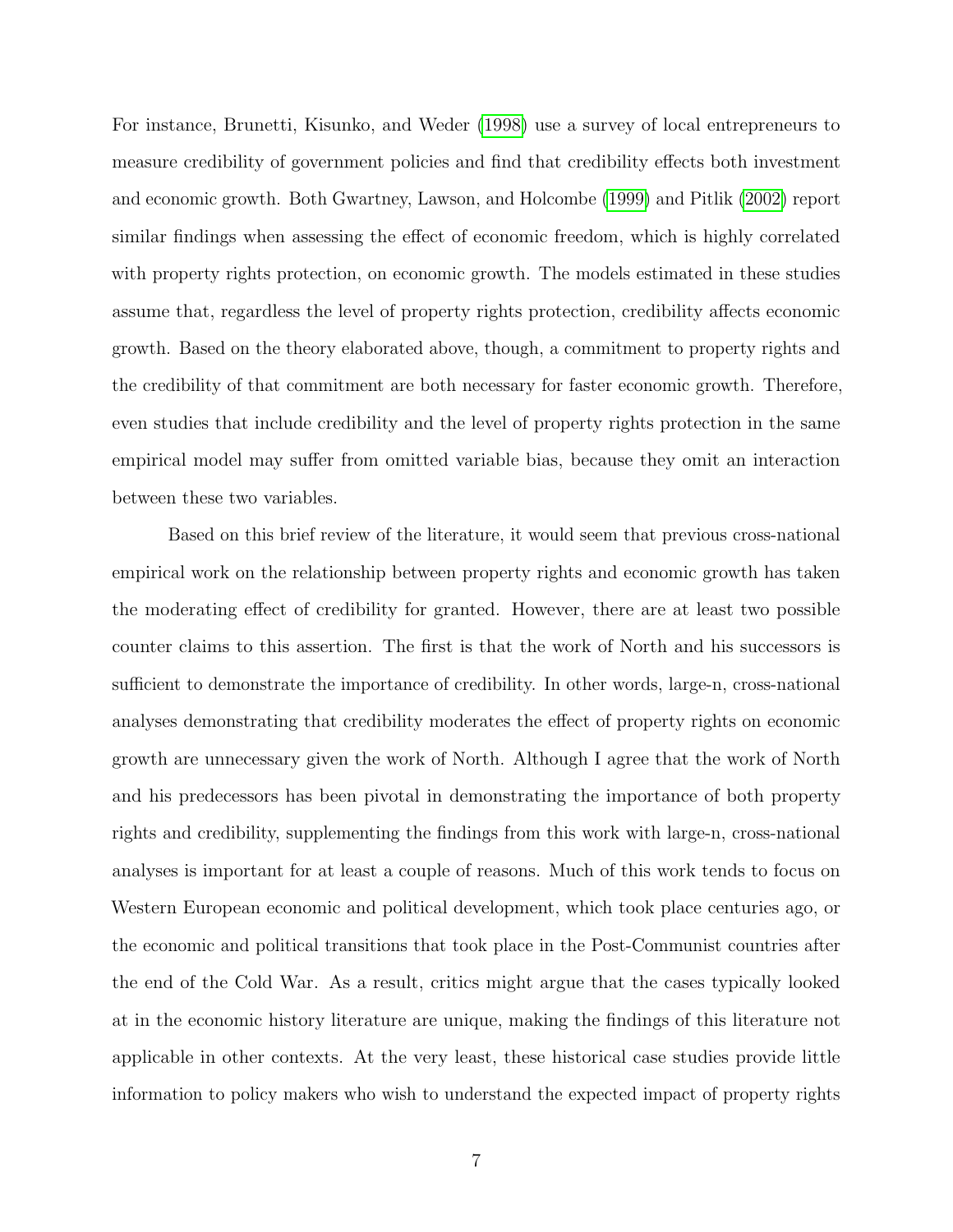For instance, Brunetti, Kisunko, and Weder (1998) use a survey of local entrepreneurs to measure credibility of government policies and find that credibility effects both investment and economic growth. Both Gwartney, Lawson, and Holcombe (1999) and Pitlik (2002) report similar findings when assessing the effect of economic freedom, which is highly correlated with property rights protection, on economic growth. The models estimated in these studies assume that, regardless the level of property rights protection, credibility affects economic growth. Based on the theory elaborated above, though, a commitment to property rights and the credibility of that commitment are both necessary for faster economic growth. Therefore, even studies that include credibility and the level of property rights protection in the same empirical model may suffer from omitted variable bias, because they omit an interaction between these two variables.

Based on this brief review of the literature, it would seem that previous cross-national empirical work on the relationship between property rights and economic growth has taken the moderating effect of credibility for granted. However, there are at least two possible counter claims to this assertion. The first is that the work of North and his successors is sufficient to demonstrate the importance of credibility. In other words, large-n, cross-national analyses demonstrating that credibility moderates the effect of property rights on economic growth are unnecessary given the work of North. Although I agree that the work of North and his predecessors has been pivotal in demonstrating the importance of both property rights and credibility, supplementing the findings from this work with large-n, cross-national analyses is important for at least a couple of reasons. Much of this work tends to focus on Western European economic and political development, which took place centuries ago, or the economic and political transitions that took place in the Post-Communist countries after the end of the Cold War. As a result, critics might argue that the cases typically looked at in the economic history literature are unique, making the findings of this literature not applicable in other contexts. At the very least, these historical case studies provide little information to policy makers who wish to understand the expected impact of property rights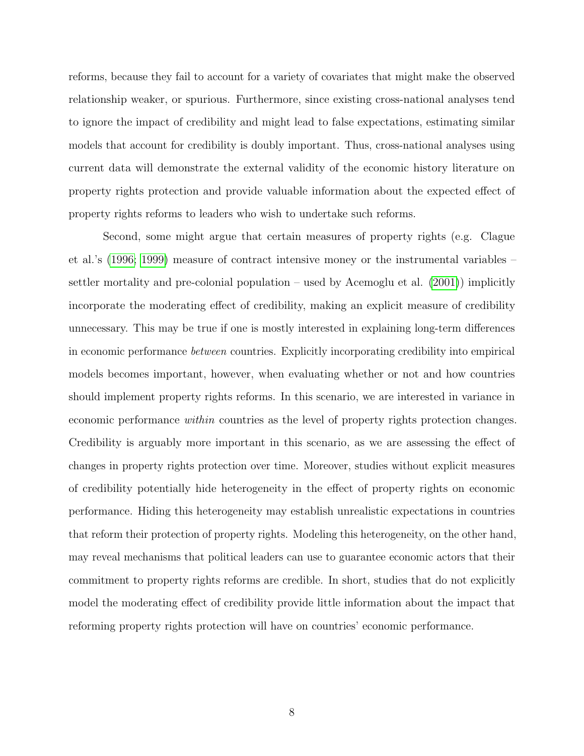reforms, because they fail to account for a variety of covariates that might make the observed relationship weaker, or spurious. Furthermore, since existing cross-national analyses tend to ignore the impact of credibility and might lead to false expectations, estimating similar models that account for credibility is doubly important. Thus, cross-national analyses using current data will demonstrate the external validity of the economic history literature on property rights protection and provide valuable information about the expected effect of property rights reforms to leaders who wish to undertake such reforms.

Second, some might argue that certain measures of property rights (e.g. Clague et al.'s (1996; 1999) measure of contract intensive money or the instrumental variables – settler mortality and pre-colonial population – used by Acemoglu et al. (2001)) implicitly incorporate the moderating effect of credibility, making an explicit measure of credibility unnecessary. This may be true if one is mostly interested in explaining long-term differences in economic performance *between* countries. Explicitly incorporating credibility into empirical models becomes important, however, when evaluating whether or not and how countries should implement property rights reforms. In this scenario, we are interested in variance in economic performance *within* countries as the level of property rights protection changes. Credibility is arguably more important in this scenario, as we are assessing the effect of changes in property rights protection over time. Moreover, studies without explicit measures of credibility potentially hide heterogeneity in the effect of property rights on economic performance. Hiding this heterogeneity may establish unrealistic expectations in countries that reform their protection of property rights. Modeling this heterogeneity, on the other hand, may reveal mechanisms that political leaders can use to guarantee economic actors that their commitment to property rights reforms are credible. In short, studies that do not explicitly model the moderating effect of credibility provide little information about the impact that reforming property rights protection will have on countries' economic performance.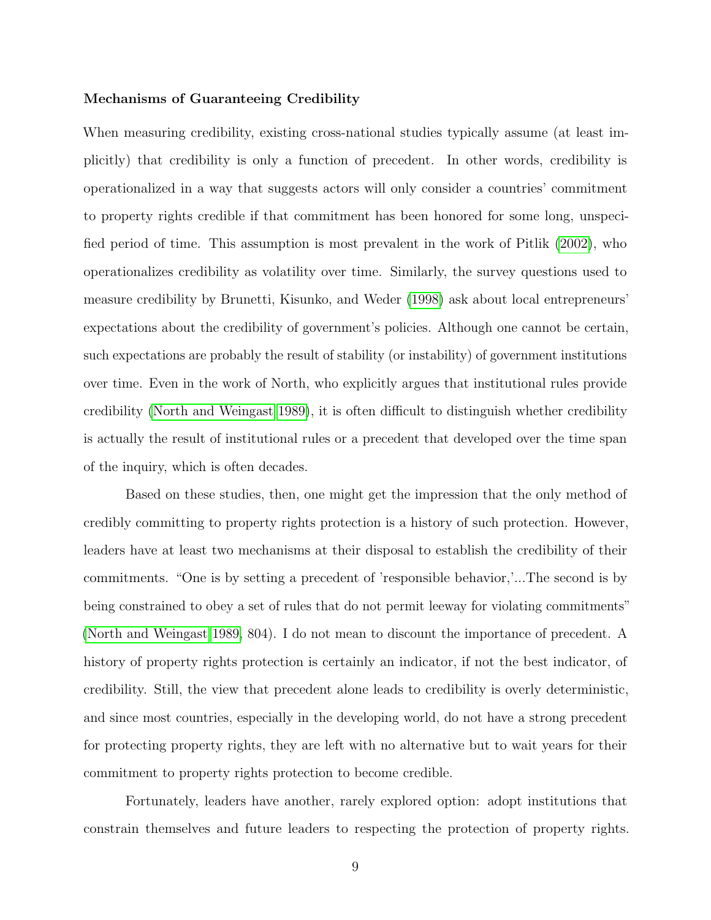**Mechanisms of Guaranteeing Credibility**

When measuring credibility, existing cross-national studies typically assume (at least implicitly) that credibility is only a function of precedent. In other words, credibility is operationalized in a way that suggests actors will only consider a countries' commitment to property rights credible if that commitment has been honored for some long, unspecified period of time. This assumption is most prevalent in the work of Pitlik (2002), who operationalizes credibility as volatility over time. Similarly, the survey questions used to measure credibility by Brunetti, Kisunko, and Weder (1998) ask about local entrepreneurs' expectations about the credibility of government's policies. Although one cannot be certain, such expectations are probably the result of stability (or instability) of government institutions over time. Even in the work of North, who explicitly argues that institutional rules provide credibility (North and Weingast 1989), it is often difficult to distinguish whether credibility is actually the result of institutional rules or a precedent that developed over the time span of the inquiry, which is often decades.

Based on these studies, then, one might get the impression that the only method of credibly committing to property rights protection is a history of such protection. However, leaders have at least two mechanisms at their disposal to establish the credibility of their commitments. "One is by setting a precedent of 'responsible behavior,'...The second is by being constrained to obey a set of rules that do not permit leeway for violating commitments" (North and Weingast 1989, 804). I do not mean to discount the importance of precedent. A history of property rights protection is certainly an indicator, if not the best indicator, of credibility. Still, the view that precedent alone leads to credibility is overly deterministic, and since most countries, especially in the developing world, do not have a strong precedent for protecting property rights, they are left with no alternative but to wait years for their commitment to property rights protection to become credible.

Fortunately, leaders have another, rarely explored option: adopt institutions that constrain themselves and future leaders to respecting the protection of property rights.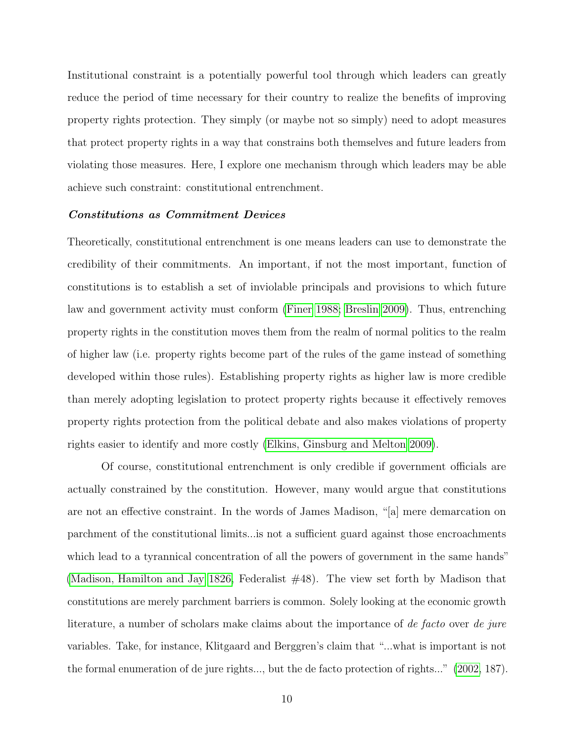Institutional constraint is a potentially powerful tool through which leaders can greatly reduce the period of time necessary for their country to realize the benefits of improving property rights protection. They simply (or maybe not so simply) need to adopt measures that protect property rights in a way that constrains both themselves and future leaders from violating those measures. Here, I explore one mechanism through which leaders may be able achieve such constraint: constitutional entrenchment.

### *Constitutions as Commitment Devices*

Theoretically, constitutional entrenchment is one means leaders can use to demonstrate the credibility of their commitments. An important, if not the most important, function of constitutions is to establish a set of inviolable principals and provisions to which future law and government activity must conform (Finer 1988; Breslin 2009). Thus, entrenching property rights in the constitution moves them from the realm of normal politics to the realm of higher law (i.e. property rights become part of the rules of the game instead of something developed within those rules). Establishing property rights as higher law is more credible than merely adopting legislation to protect property rights because it effectively removes property rights protection from the political debate and also makes violations of property rights easier to identify and more costly (Elkins, Ginsburg and Melton 2009).

Of course, constitutional entrenchment is only credible if government officials are actually constrained by the constitution. However, many would argue that constitutions are not an effective constraint. In the words of James Madison, "[a] mere demarcation on parchment of the constitutional limits...is not a sufficient guard against those encroachments which lead to a tyrannical concentration of all the powers of government in the same hands" (Madison, Hamilton and Jay 1826, Federalist #48). The view set forth by Madison that constitutions are merely parchment barriers is common. Solely looking at the economic growth literature, a number of scholars make claims about the importance of *de facto* over *de jure* variables. Take, for instance, Klitgaard and Berggren's claim that "...what is important is not the formal enumeration of de jure rights..., but the de facto protection of rights..." (2002, 187).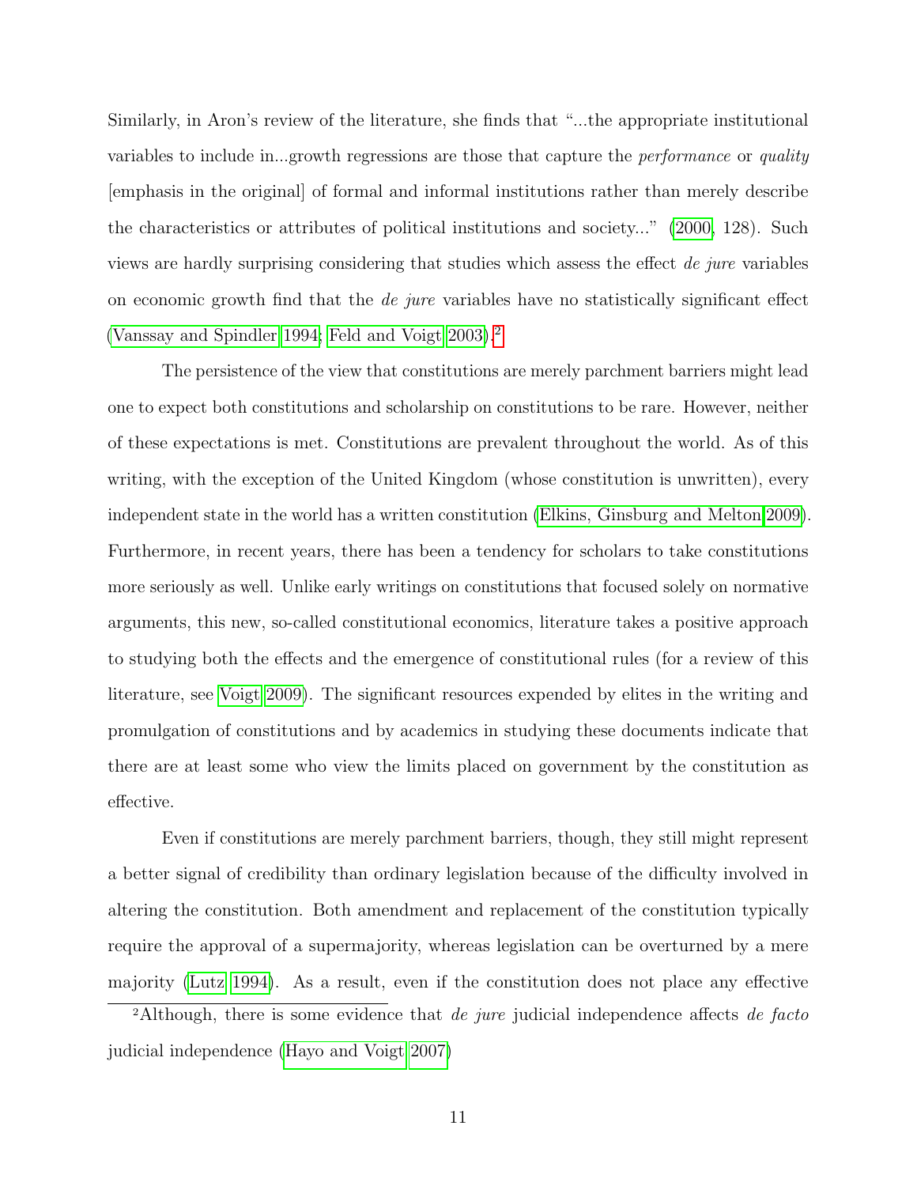Similarly, in Aron's review of the literature, she finds that "...the appropriate institutional variables to include in...growth regressions are those that capture the *performance* or *quality* [emphasis in the original] of formal and informal institutions rather than merely describe the characteristics or attributes of political institutions and society..." (2000, 128). Such views are hardly surprising considering that studies which assess the effect *de jure* variables on economic growth find that the *de jure* variables have no statistically significant effect (Vanssay and Spindler 1994; Feld and Voigt 2003).[2]

The persistence of the view that constitutions are merely parchment barriers might lead one to expect both constitutions and scholarship on constitutions to be rare. However, neither of these expectations is met. Constitutions are prevalent throughout the world. As of this writing, with the exception of the United Kingdom (whose constitution is unwritten), every independent state in the world has a written constitution (Elkins, Ginsburg and Melton 2009). Furthermore, in recent years, there has been a tendency for scholars to take constitutions more seriously as well. Unlike early writings on constitutions that focused solely on normative arguments, this new, so-called constitutional economics, literature takes a positive approach to studying both the effects and the emergence of constitutional rules (for a review of this literature, see Voigt 2009). The significant resources expended by elites in the writing and promulgation of constitutions and by academics in studying these documents indicate that there are at least some who view the limits placed on government by the constitution as effective.

Even if constitutions are merely parchment barriers, though, they still might represent a better signal of credibility than ordinary legislation because of the difficulty involved in altering the constitution. Both amendment and replacement of the constitution typically require the approval of a supermajority, whereas legislation can be overturned by a mere majority (Lutz 1994). As a result, even if the constitution does not place any effective

[2] Although, there is some evidence that *de jure* judicial independence affects *de facto* judicial independence (Hayo and Voigt 2007)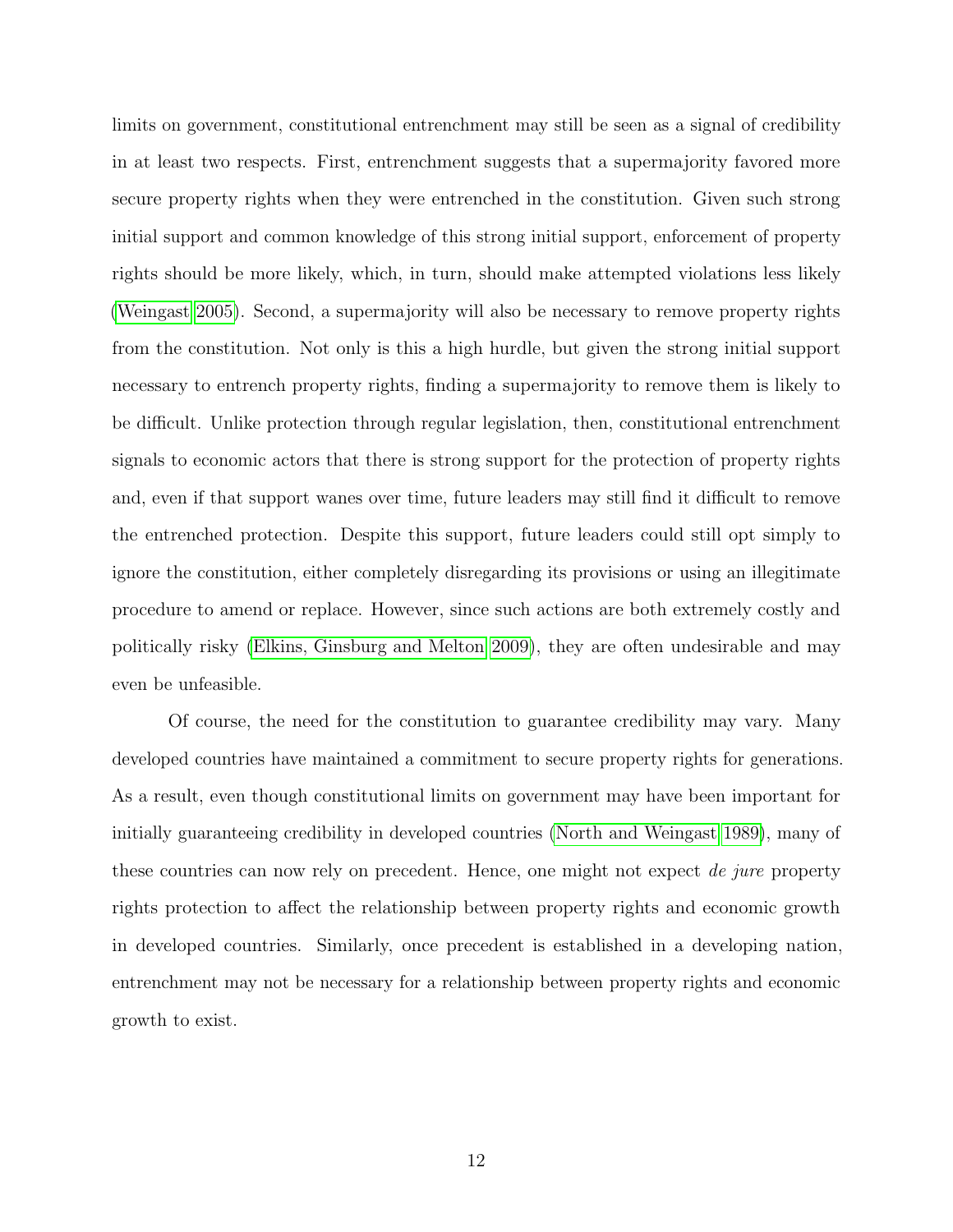limits on government, constitutional entrenchment may still be seen as a signal of credibility in at least two respects. First, entrenchment suggests that a supermajority favored more secure property rights when they were entrenched in the constitution. Given such strong initial support and common knowledge of this strong initial support, enforcement of property rights should be more likely, which, in turn, should make attempted violations less likely (Weingast 2005). Second, a supermajority will also be necessary to remove property rights from the constitution. Not only is this a high hurdle, but given the strong initial support necessary to entrench property rights, finding a supermajority to remove them is likely to be difficult. Unlike protection through regular legislation, then, constitutional entrenchment signals to economic actors that there is strong support for the protection of property rights and, even if that support wanes over time, future leaders may still find it difficult to remove the entrenched protection. Despite this support, future leaders could still opt simply to ignore the constitution, either completely disregarding its provisions or using an illegitimate procedure to amend or replace. However, since such actions are both extremely costly and politically risky (Elkins, Ginsburg and Melton 2009), they are often undesirable and may even be unfeasible.

Of course, the need for the constitution to guarantee credibility may vary. Many developed countries have maintained a commitment to secure property rights for generations. As a result, even though constitutional limits on government may have been important for initially guaranteeing credibility in developed countries (North and Weingast 1989), many of these countries can now rely on precedent. Hence, one might not expect *de jure* property rights protection to affect the relationship between property rights and economic growth in developed countries. Similarly, once precedent is established in a developing nation, entrenchment may not be necessary for a relationship between property rights and economic growth to exist.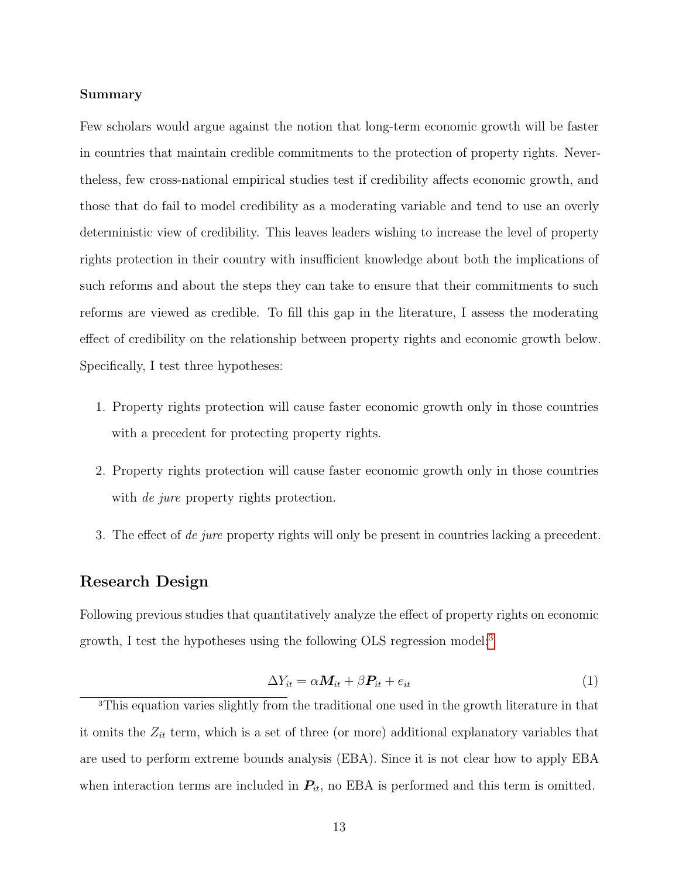**Summary**

Few scholars would argue against the notion that long-term economic growth will be faster in countries that maintain credible commitments to the protection of property rights. Nevertheless, few cross-national empirical studies test if credibility affects economic growth, and those that do fail to model credibility as a moderating variable and tend to use an overly deterministic view of credibility. This leaves leaders wishing to increase the level of property rights protection in their country with insufficient knowledge about both the implications of such reforms and about the steps they can take to ensure that their commitments to such reforms are viewed as credible. To fill this gap in the literature, I assess the moderating effect of credibility on the relationship between property rights and economic growth below. Specifically, I test three hypotheses:

1. Property rights protection will cause faster economic growth only in those countries with a precedent for protecting property rights.
2. Property rights protection will cause faster economic growth only in those countries with *de jure* property rights protection.
3. The effect of *de jure* property rights will only be present in countries lacking a precedent.

## Research Design

Following previous studies that quantitatively analyze the effect of property rights on economic growth, I test the hypotheses using the following OLS regression model:[3]

$$\Delta Y_{it} = \alpha \boldsymbol{M}_{it} + \beta \boldsymbol{P}_{it} + e_{it} \tag{1}$$

[3]This equation varies slightly from the traditional one used in the growth literature in that it omits the $Z_{it}$ term, which is a set of three (or more) additional explanatory variables that are used to perform extreme bounds analysis (EBA). Since it is not clear how to apply EBA when interaction terms are included in $\boldsymbol{P}_{it}$, no EBA is performed and this term is omitted.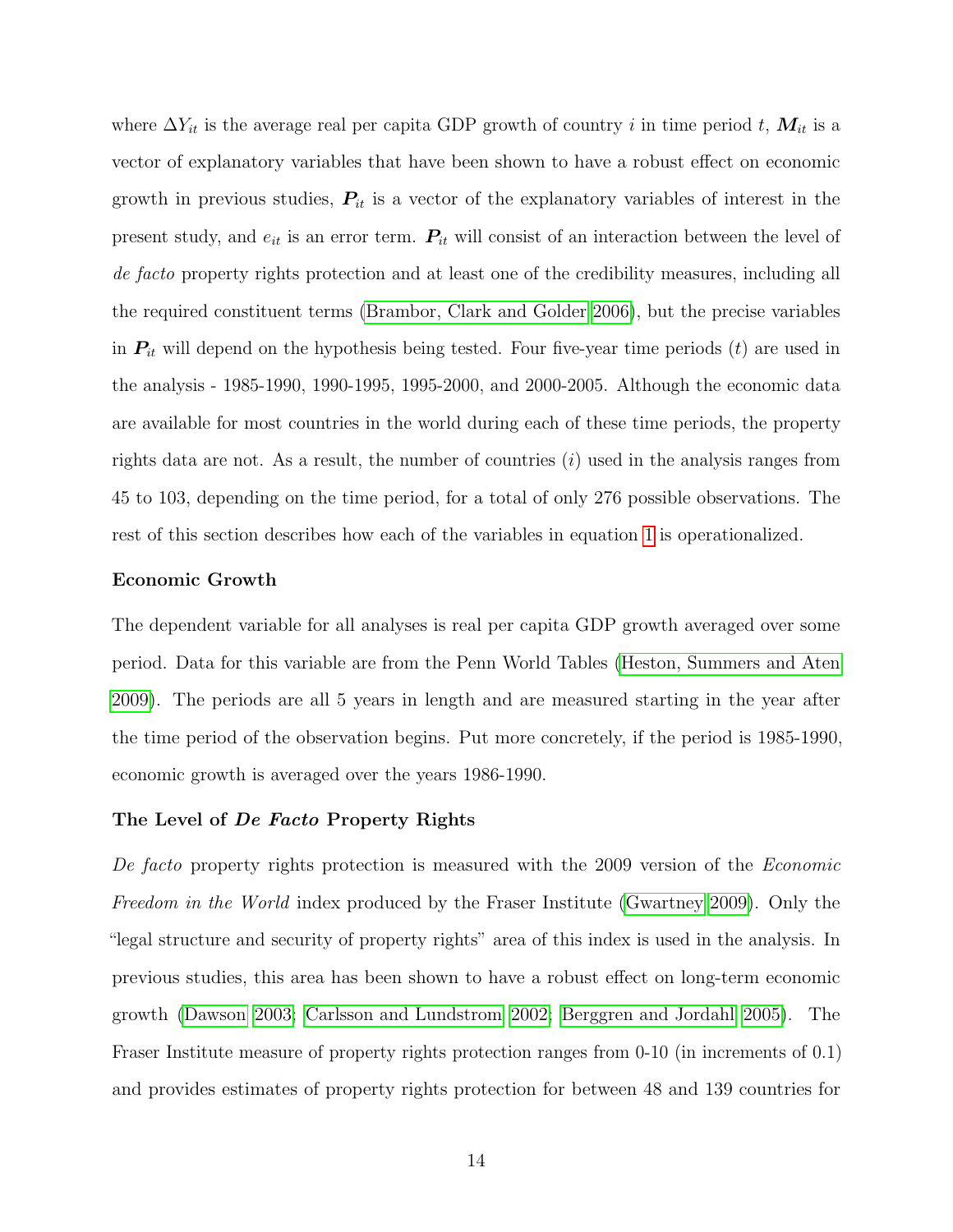where $\Delta Y_{it}$ is the average real per capita GDP growth of country $i$ in time period $t$, $\boldsymbol{M}_{it}$ is a vector of explanatory variables that have been shown to have a robust effect on economic growth in previous studies, $\boldsymbol{P}_{it}$ is a vector of the explanatory variables of interest in the present study, and $e_{it}$ is an error term. $\boldsymbol{P}_{it}$ will consist of an interaction between the level of *de facto* property rights protection and at least one of the credibility measures, including all the required constituent terms (Brambor, Clark and Golder 2006), but the precise variables in $\boldsymbol{P}_{it}$ will depend on the hypothesis being tested. Four five-year time periods ($t$) are used in the analysis - 1985-1990, 1990-1995, 1995-2000, and 2000-2005. Although the economic data are available for most countries in the world during each of these time periods, the property rights data are not. As a result, the number of countries ($i$) used in the analysis ranges from 45 to 103, depending on the time period, for a total of only 276 possible observations. The rest of this section describes how each of the variables in equation 1 is operationalized.

### Economic Growth

The dependent variable for all analyses is real per capita GDP growth averaged over some period. Data for this variable are from the Penn World Tables (Heston, Summers and Aten 2009). The periods are all 5 years in length and are measured starting in the year after the time period of the observation begins. Put more concretely, if the period is 1985-1990, economic growth is averaged over the years 1986-1990.

### The Level of *De Facto* Property Rights

*De facto* property rights protection is measured with the 2009 version of the *Economic Freedom in the World* index produced by the Fraser Institute (Gwartney 2009). Only the "legal structure and security of property rights" area of this index is used in the analysis. In previous studies, this area has been shown to have a robust effect on long-term economic growth (Dawson 2003; Carlsson and Lundstrom 2002; Berggren and Jordahl 2005). The Fraser Institute measure of property rights protection ranges from 0-10 (in increments of 0.1) and provides estimates of property rights protection for between 48 and 139 countries for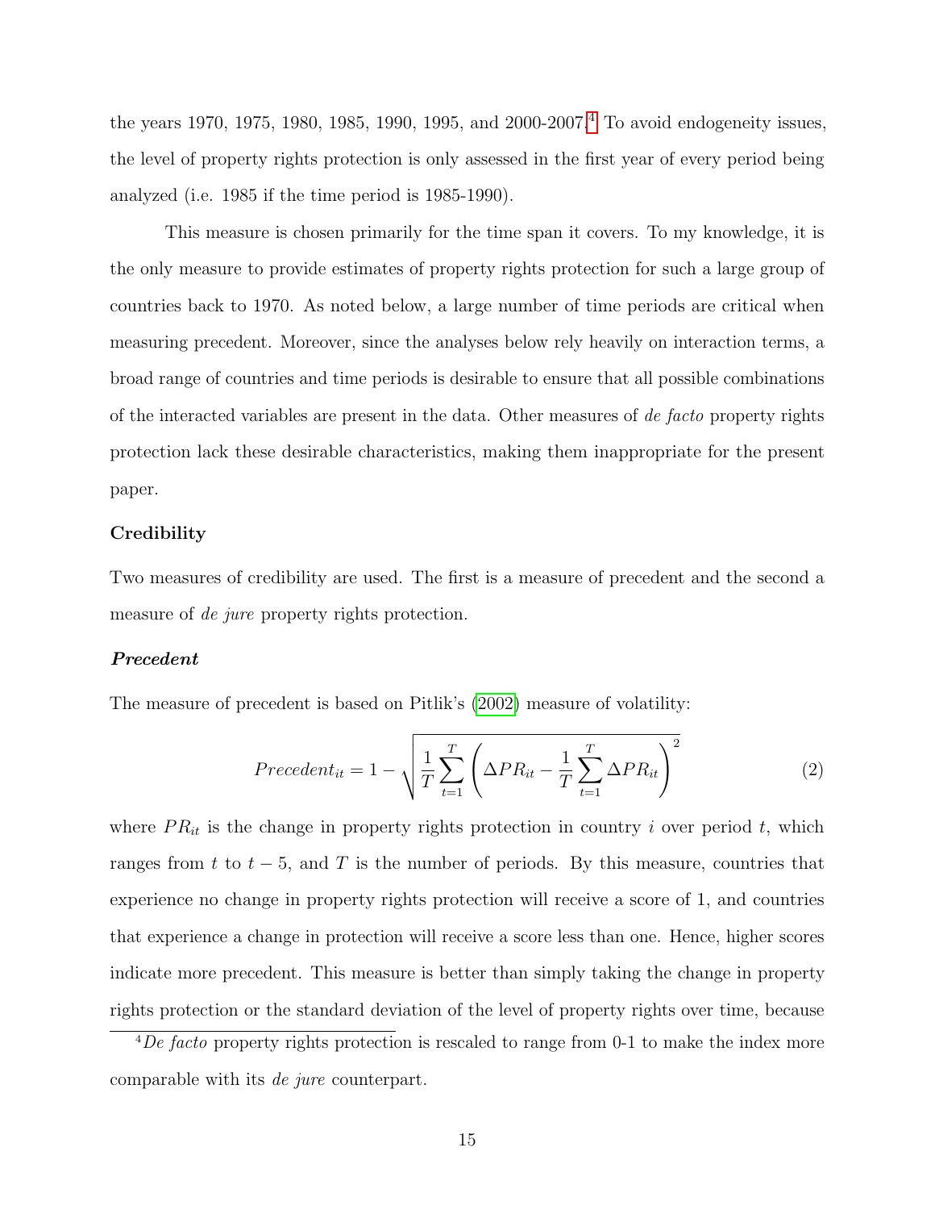the years 1970, 1975, 1980, 1985, 1990, 1995, and 2000-2007.[4] To avoid endogeneity issues, the level of property rights protection is only assessed in the first year of every period being analyzed (i.e. 1985 if the time period is 1985-1990).

This measure is chosen primarily for the time span it covers. To my knowledge, it is the only measure to provide estimates of property rights protection for such a large group of countries back to 1970. As noted below, a large number of time periods are critical when measuring precedent. Moreover, since the analyses below rely heavily on interaction terms, a broad range of countries and time periods is desirable to ensure that all possible combinations of the interacted variables are present in the data. Other measures of *de facto* property rights protection lack these desirable characteristics, making them inappropriate for the present paper.

**Credibility**

Two measures of credibility are used. The first is a measure of precedent and the second a measure of *de jure* property rights protection.

***Precedent***

The measure of precedent is based on Pitlik's (2002) measure of volatility:

$$Precedent_{it} = 1 - \sqrt{\frac{1}{T}\sum_{t=1}^{T}\left(\Delta PR_{it} - \frac{1}{T}\sum_{t=1}^{T}\Delta PR_{it}\right)^2} \tag{2}$$

where $PR_{it}$ is the change in property rights protection in country $i$ over period $t$, which ranges from $t$ to $t-5$, and $T$ is the number of periods. By this measure, countries that experience no change in property rights protection will receive a score of 1, and countries that experience a change in protection will receive a score less than one. Hence, higher scores indicate more precedent. This measure is better than simply taking the change in property rights protection or the standard deviation of the level of property rights over time, because

[4] *De facto* property rights protection is rescaled to range from 0-1 to make the index more comparable with its *de jure* counterpart.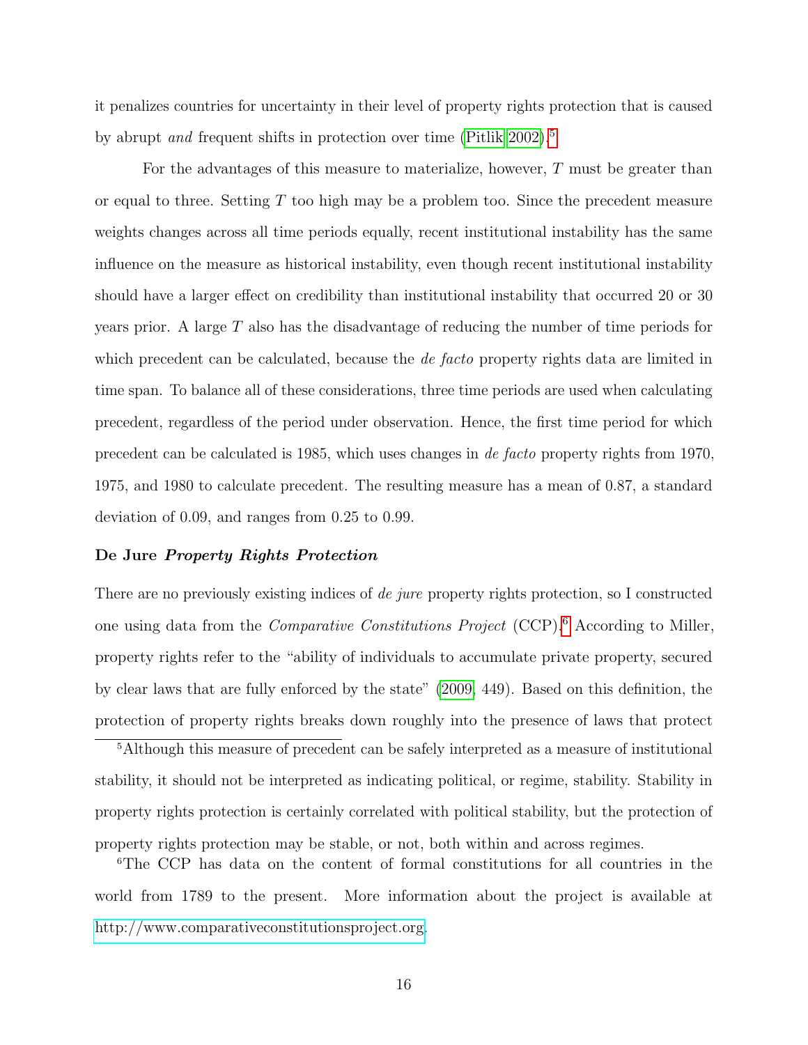it penalizes countries for uncertainty in their level of property rights protection that is caused by abrupt *and* frequent shifts in protection over time (Pitlik 2002).[5]

For the advantages of this measure to materialize, however, $T$ must be greater than or equal to three. Setting $T$ too high may be a problem too. Since the precedent measure weights changes across all time periods equally, recent institutional instability has the same influence on the measure as historical instability, even though recent institutional instability should have a larger effect on credibility than institutional instability that occurred 20 or 30 years prior. A large $T$ also has the disadvantage of reducing the number of time periods for which precedent can be calculated, because the *de facto* property rights data are limited in time span. To balance all of these considerations, three time periods are used when calculating precedent, regardless of the period under observation. Hence, the first time period for which precedent can be calculated is 1985, which uses changes in *de facto* property rights from 1970, 1975, and 1980 to calculate precedent. The resulting measure has a mean of 0.87, a standard deviation of 0.09, and ranges from 0.25 to 0.99.

### De Jure *Property Rights Protection*

There are no previously existing indices of *de jure* property rights protection, so I constructed one using data from the *Comparative Constitutions Project* (CCP).[6] According to Miller, property rights refer to the "ability of individuals to accumulate private property, secured by clear laws that are fully enforced by the state" (2009, 449). Based on this definition, the protection of property rights breaks down roughly into the presence of laws that protect

[5] Although this measure of precedent can be safely interpreted as a measure of institutional stability, it should not be interpreted as indicating political, or regime, stability. Stability in property rights protection is certainly correlated with political stability, but the protection of property rights protection may be stable, or not, both within and across regimes.

[6] The CCP has data on the content of formal constitutions for all countries in the world from 1789 to the present. More information about the project is available at http://www.comparativeconstitutionsproject.org.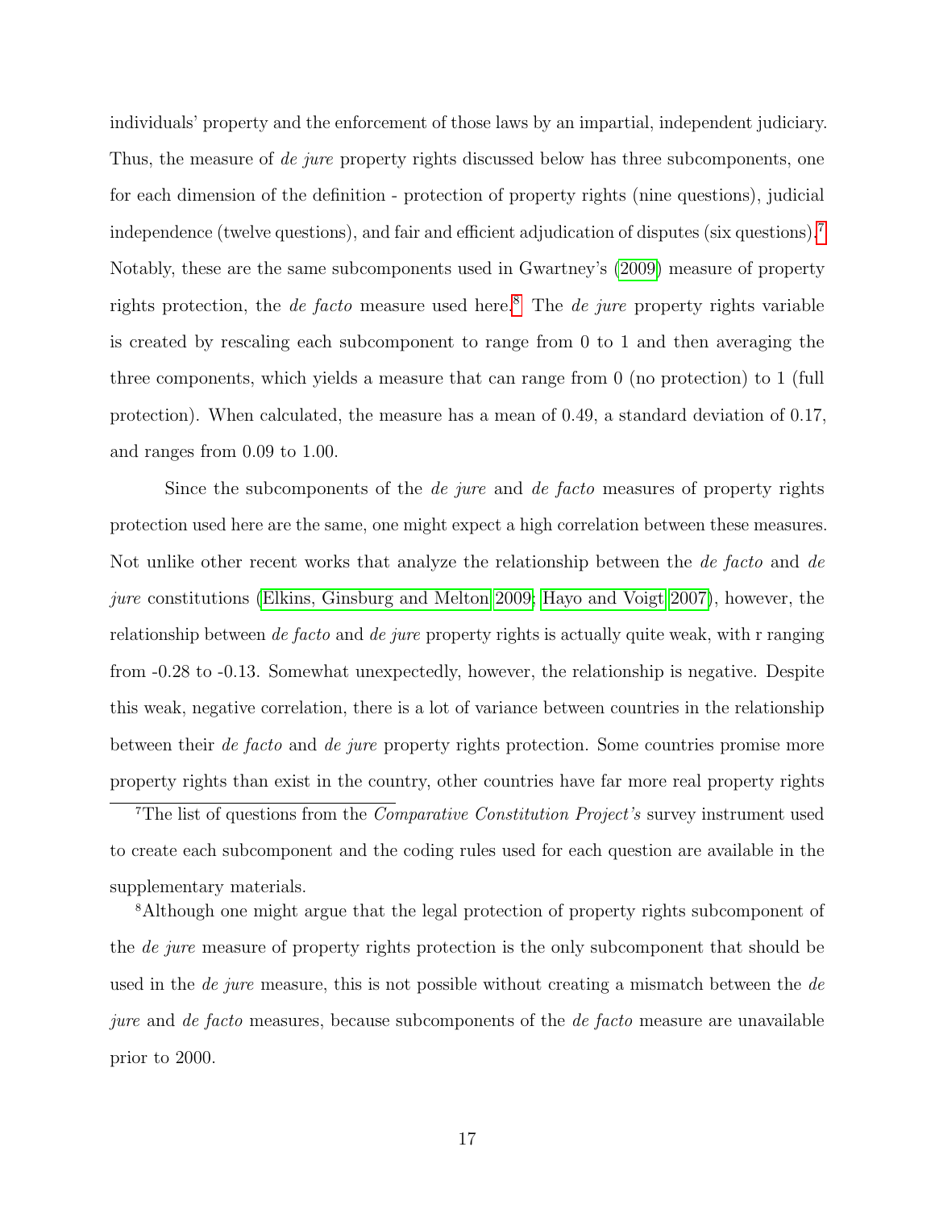individuals' property and the enforcement of those laws by an impartial, independent judiciary. Thus, the measure of *de jure* property rights discussed below has three subcomponents, one for each dimension of the definition - protection of property rights (nine questions), judicial independence (twelve questions), and fair and efficient adjudication of disputes (six questions).[7] Notably, these are the same subcomponents used in Gwartney's (2009) measure of property rights protection, the *de facto* measure used here.[8] The *de jure* property rights variable is created by rescaling each subcomponent to range from 0 to 1 and then averaging the three components, which yields a measure that can range from 0 (no protection) to 1 (full protection). When calculated, the measure has a mean of 0.49, a standard deviation of 0.17, and ranges from 0.09 to 1.00.

Since the subcomponents of the *de jure* and *de facto* measures of property rights protection used here are the same, one might expect a high correlation between these measures. Not unlike other recent works that analyze the relationship between the *de facto* and *de jure* constitutions (Elkins, Ginsburg and Melton 2009; Hayo and Voigt 2007), however, the relationship between *de facto* and *de jure* property rights is actually quite weak, with r ranging from -0.28 to -0.13. Somewhat unexpectedly, however, the relationship is negative. Despite this weak, negative correlation, there is a lot of variance between countries in the relationship between their *de facto* and *de jure* property rights protection. Some countries promise more property rights than exist in the country, other countries have far more real property rights

[7]The list of questions from the *Comparative Constitution Project's* survey instrument used to create each subcomponent and the coding rules used for each question are available in the supplementary materials.

[8]Although one might argue that the legal protection of property rights subcomponent of the *de jure* measure of property rights protection is the only subcomponent that should be used in the *de jure* measure, this is not possible without creating a mismatch between the *de jure* and *de facto* measures, because subcomponents of the *de facto* measure are unavailable prior to 2000.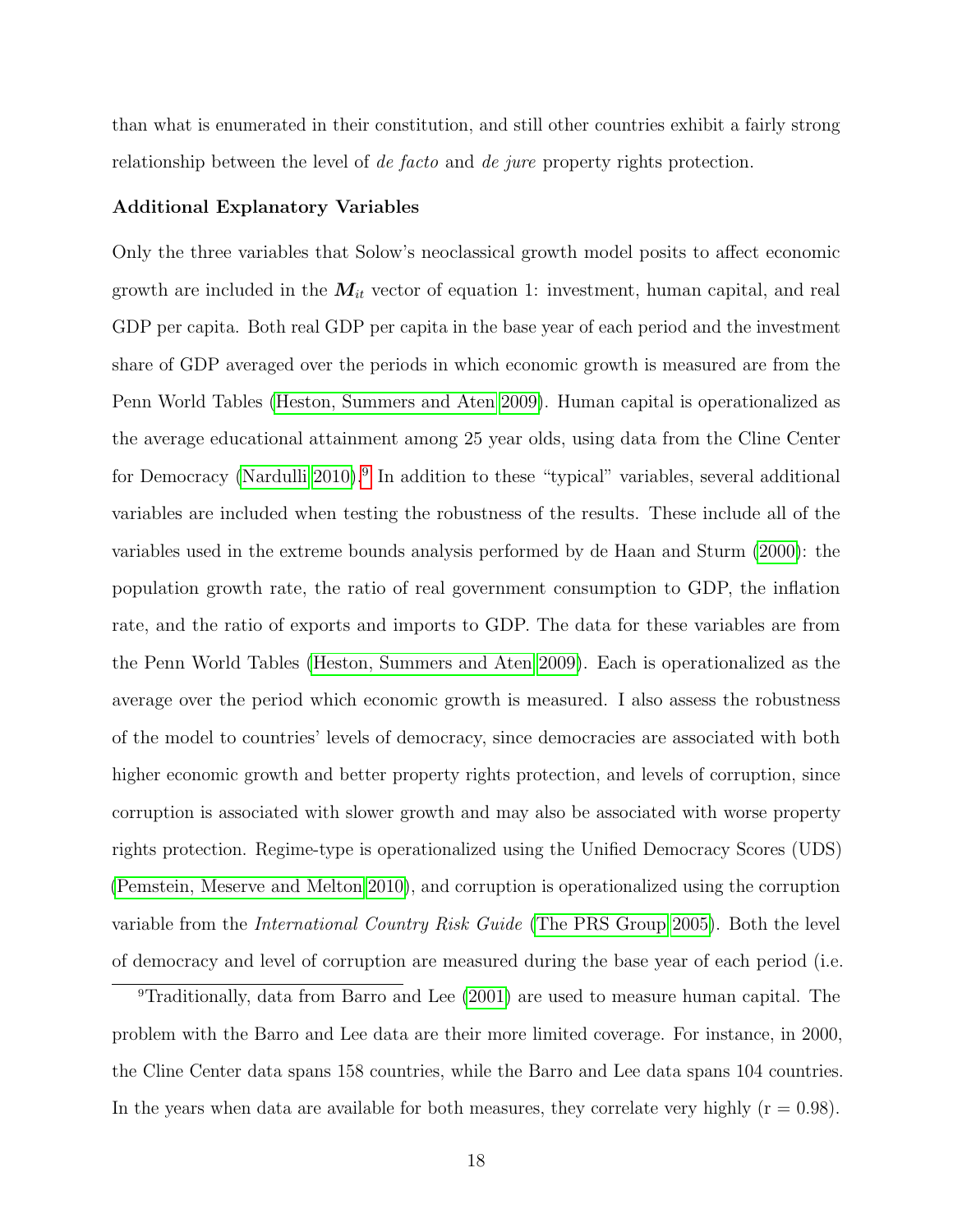than what is enumerated in their constitution, and still other countries exhibit a fairly strong relationship between the level of *de facto* and *de jure* property rights protection.

**Additional Explanatory Variables**

Only the three variables that Solow's neoclassical growth model posits to affect economic growth are included in the $\boldsymbol{M}_{it}$ vector of equation 1: investment, human capital, and real GDP per capita. Both real GDP per capita in the base year of each period and the investment share of GDP averaged over the periods in which economic growth is measured are from the Penn World Tables (Heston, Summers and Aten 2009). Human capital is operationalized as the average educational attainment among 25 year olds, using data from the Cline Center for Democracy (Nardulli 2010).[9] In addition to these "typical" variables, several additional variables are included when testing the robustness of the results. These include all of the variables used in the extreme bounds analysis performed by de Haan and Sturm (2000): the population growth rate, the ratio of real government consumption to GDP, the inflation rate, and the ratio of exports and imports to GDP. The data for these variables are from the Penn World Tables (Heston, Summers and Aten 2009). Each is operationalized as the average over the period which economic growth is measured. I also assess the robustness of the model to countries' levels of democracy, since democracies are associated with both higher economic growth and better property rights protection, and levels of corruption, since corruption is associated with slower growth and may also be associated with worse property rights protection. Regime-type is operationalized using the Unified Democracy Scores (UDS) (Pemstein, Meserve and Melton 2010), and corruption is operationalized using the corruption variable from the *International Country Risk Guide* (The PRS Group 2005). Both the level of democracy and level of corruption are measured during the base year of each period (i.e.

[9] Traditionally, data from Barro and Lee (2001) are used to measure human capital. The problem with the Barro and Lee data are their more limited coverage. For instance, in 2000, the Cline Center data spans 158 countries, while the Barro and Lee data spans 104 countries. In the years when data are available for both measures, they correlate very highly (r = 0.98).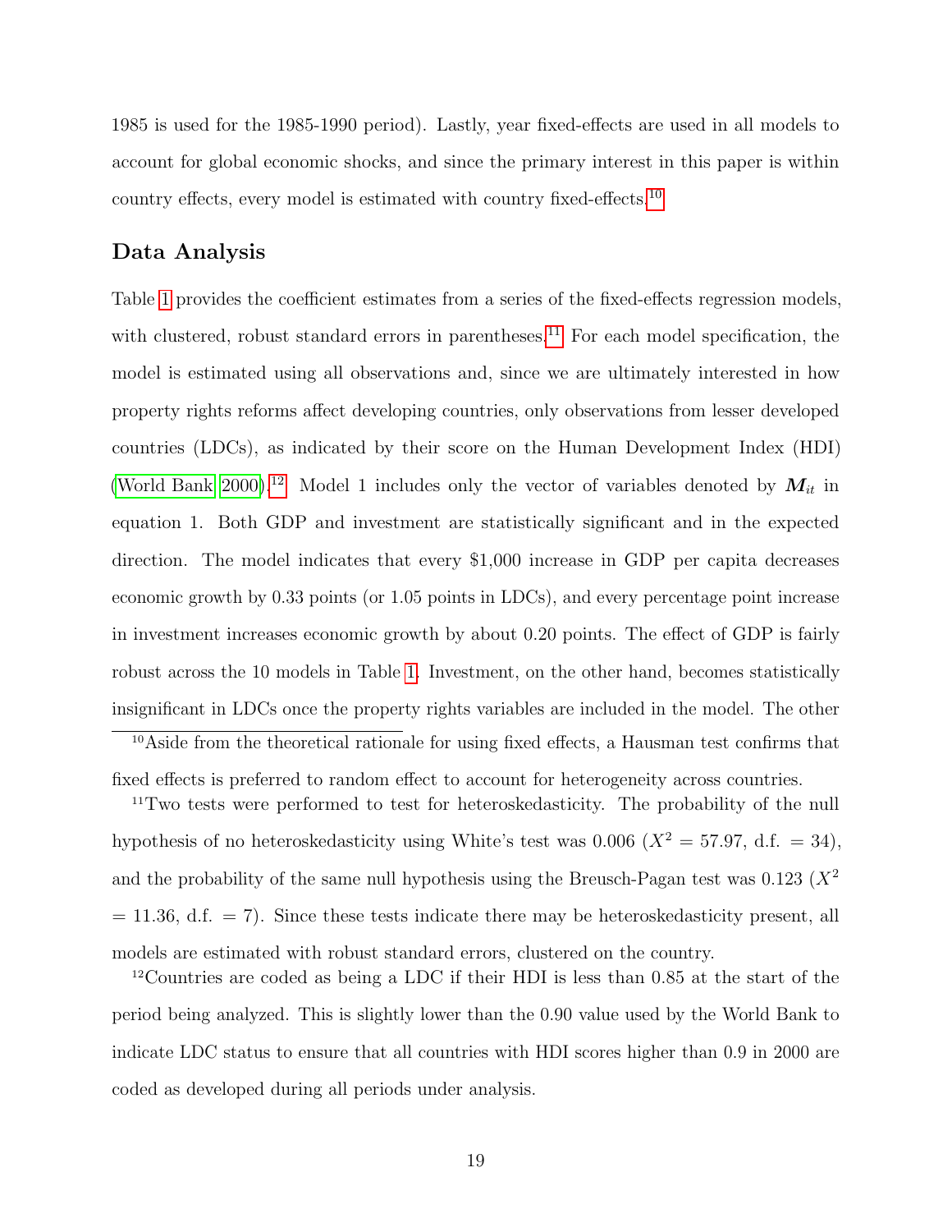1985 is used for the 1985-1990 period). Lastly, year fixed-effects are used in all models to account for global economic shocks, and since the primary interest in this paper is within country effects, every model is estimated with country fixed-effects.[10]

## Data Analysis

Table 1 provides the coefficient estimates from a series of the fixed-effects regression models, with clustered, robust standard errors in parentheses.[11] For each model specification, the model is estimated using all observations and, since we are ultimately interested in how property rights reforms affect developing countries, only observations from lesser developed countries (LDCs), as indicated by their score on the Human Development Index (HDI) (World Bank 2000).[12] Model 1 includes only the vector of variables denoted by $\boldsymbol{M}_{it}$ in equation 1. Both GDP and investment are statistically significant and in the expected direction. The model indicates that every \$1,000 increase in GDP per capita decreases economic growth by 0.33 points (or 1.05 points in LDCs), and every percentage point increase in investment increases economic growth by about 0.20 points. The effect of GDP is fairly robust across the 10 models in Table 1. Investment, on the other hand, becomes statistically insignificant in LDCs once the property rights variables are included in the model. The other

[10]Aside from the theoretical rationale for using fixed effects, a Hausman test confirms that fixed effects is preferred to random effect to account for heterogeneity across countries.

[11]Two tests were performed to test for heteroskedasticity. The probability of the null hypothesis of no heteroskedasticity using White's test was 0.006 ($X^2$ = 57.97, d.f. = 34), and the probability of the same null hypothesis using the Breusch-Pagan test was 0.123 ($X^2$ = 11.36, d.f. = 7). Since these tests indicate there may be heteroskedasticity present, all models are estimated with robust standard errors, clustered on the country.

[12]Countries are coded as being a LDC if their HDI is less than 0.85 at the start of the period being analyzed. This is slightly lower than the 0.90 value used by the World Bank to indicate LDC status to ensure that all countries with HDI scores higher than 0.9 in 2000 are coded as developed during all periods under analysis.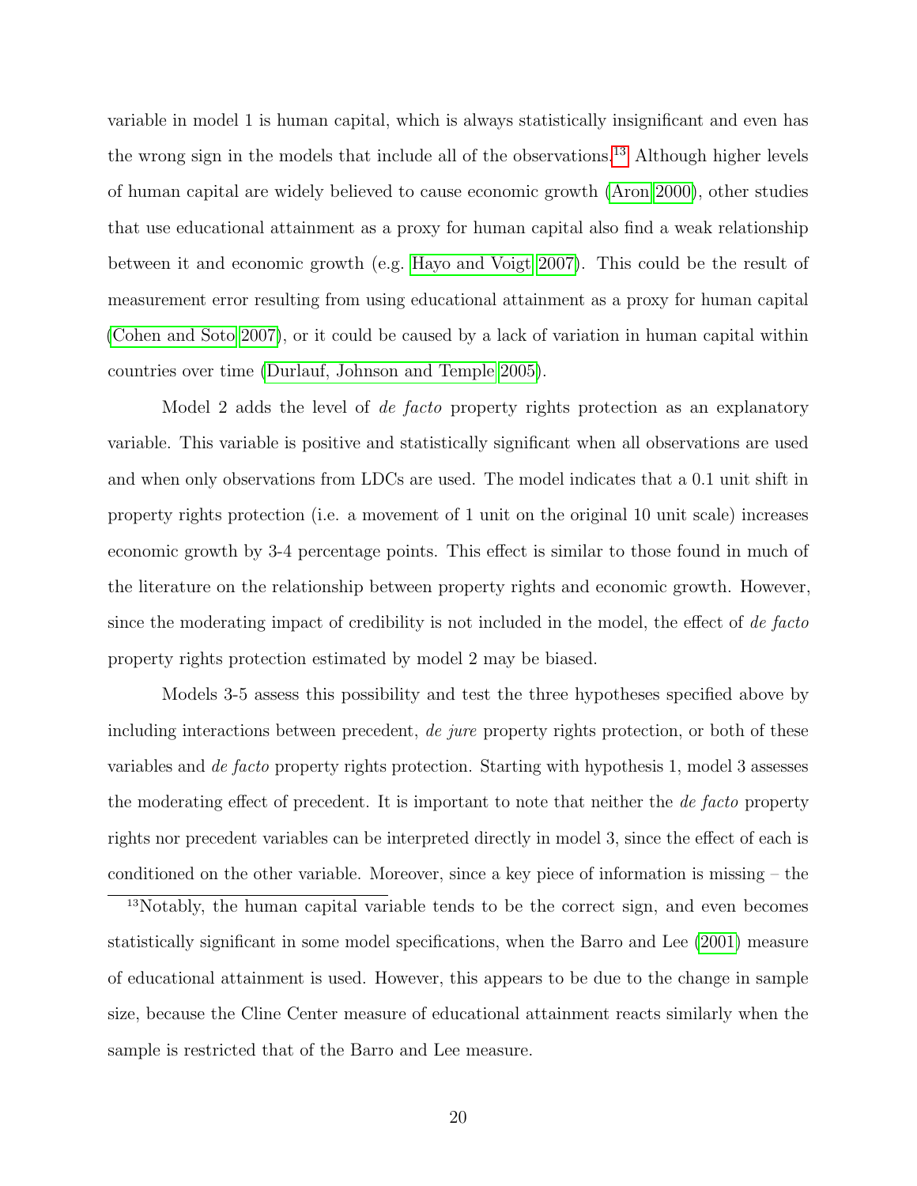variable in model 1 is human capital, which is always statistically insignificant and even has the wrong sign in the models that include all of the observations.[13] Although higher levels of human capital are widely believed to cause economic growth (Aron 2000), other studies that use educational attainment as a proxy for human capital also find a weak relationship between it and economic growth (e.g. Hayo and Voigt 2007). This could be the result of measurement error resulting from using educational attainment as a proxy for human capital (Cohen and Soto 2007), or it could be caused by a lack of variation in human capital within countries over time (Durlauf, Johnson and Temple 2005).

Model 2 adds the level of *de facto* property rights protection as an explanatory variable. This variable is positive and statistically significant when all observations are used and when only observations from LDCs are used. The model indicates that a 0.1 unit shift in property rights protection (i.e. a movement of 1 unit on the original 10 unit scale) increases economic growth by 3-4 percentage points. This effect is similar to those found in much of the literature on the relationship between property rights and economic growth. However, since the moderating impact of credibility is not included in the model, the effect of *de facto* property rights protection estimated by model 2 may be biased.

Models 3-5 assess this possibility and test the three hypotheses specified above by including interactions between precedent, *de jure* property rights protection, or both of these variables and *de facto* property rights protection. Starting with hypothesis 1, model 3 assesses the moderating effect of precedent. It is important to note that neither the *de facto* property rights nor precedent variables can be interpreted directly in model 3, since the effect of each is conditioned on the other variable. Moreover, since a key piece of information is missing – the

[13] Notably, the human capital variable tends to be the correct sign, and even becomes statistically significant in some model specifications, when the Barro and Lee (2001) measure of educational attainment is used. However, this appears to be due to the change in sample size, because the Cline Center measure of educational attainment reacts similarly when the sample is restricted that of the Barro and Lee measure.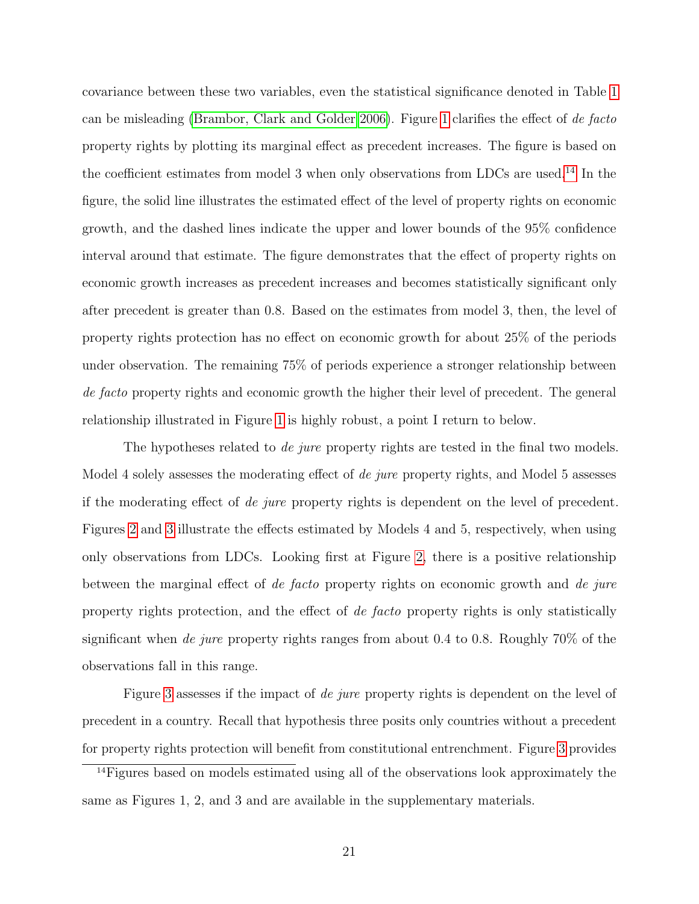covariance between these two variables, even the statistical significance denoted in Table 1 can be misleading (Brambor, Clark and Golder 2006). Figure 1 clarifies the effect of *de facto* property rights by plotting its marginal effect as precedent increases. The figure is based on the coefficient estimates from model 3 when only observations from LDCs are used.[14] In the figure, the solid line illustrates the estimated effect of the level of property rights on economic growth, and the dashed lines indicate the upper and lower bounds of the 95% confidence interval around that estimate. The figure demonstrates that the effect of property rights on economic growth increases as precedent increases and becomes statistically significant only after precedent is greater than 0.8. Based on the estimates from model 3, then, the level of property rights protection has no effect on economic growth for about 25% of the periods under observation. The remaining 75% of periods experience a stronger relationship between *de facto* property rights and economic growth the higher their level of precedent. The general relationship illustrated in Figure 1 is highly robust, a point I return to below.

The hypotheses related to *de jure* property rights are tested in the final two models. Model 4 solely assesses the moderating effect of *de jure* property rights, and Model 5 assesses if the moderating effect of *de jure* property rights is dependent on the level of precedent. Figures 2 and 3 illustrate the effects estimated by Models 4 and 5, respectively, when using only observations from LDCs. Looking first at Figure 2, there is a positive relationship between the marginal effect of *de facto* property rights on economic growth and *de jure* property rights protection, and the effect of *de facto* property rights is only statistically significant when *de jure* property rights ranges from about 0.4 to 0.8. Roughly 70% of the observations fall in this range.

Figure 3 assesses if the impact of *de jure* property rights is dependent on the level of precedent in a country. Recall that hypothesis three posits only countries without a precedent for property rights protection will benefit from constitutional entrenchment. Figure 3 provides

[14]Figures based on models estimated using all of the observations look approximately the same as Figures 1, 2, and 3 and are available in the supplementary materials.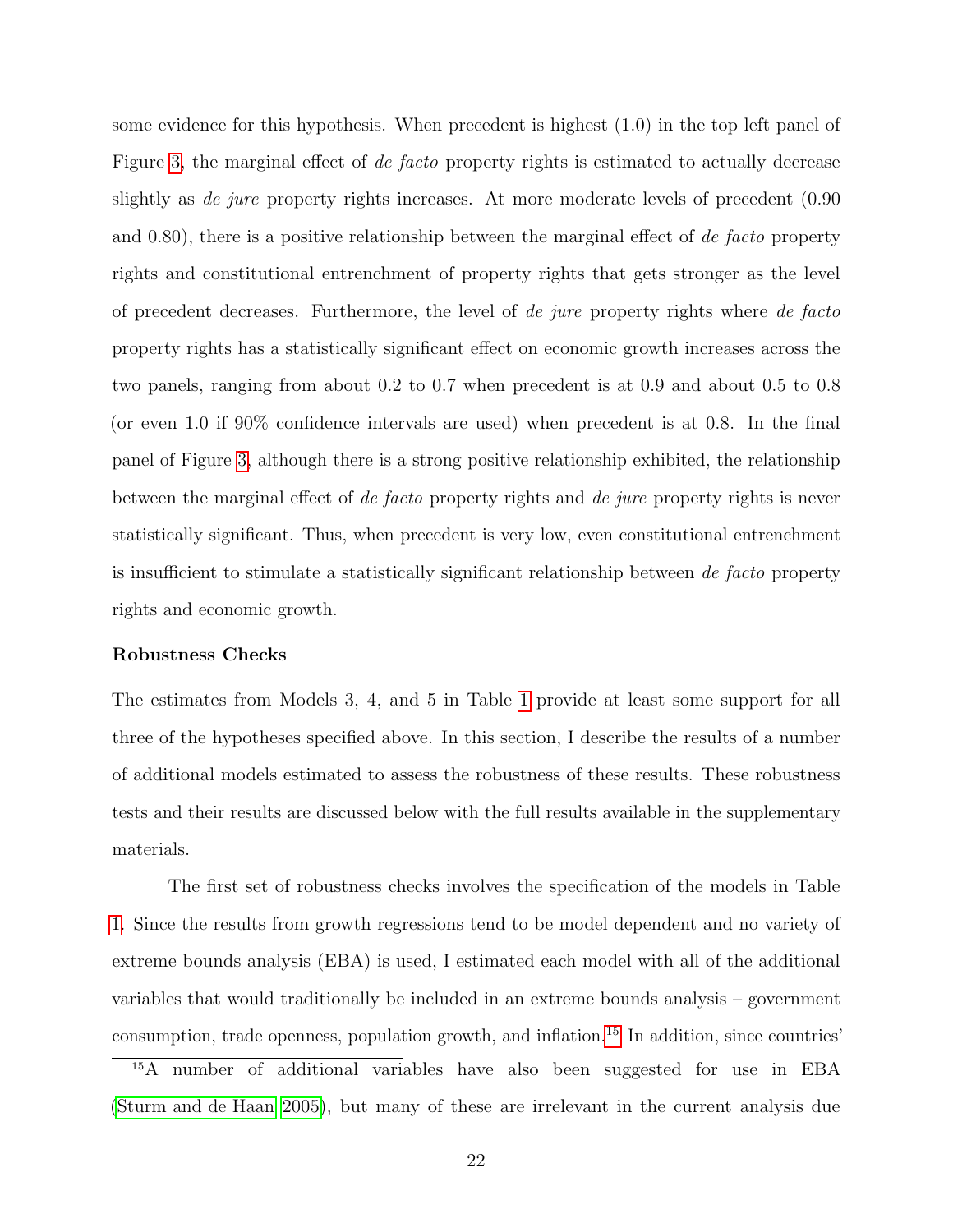some evidence for this hypothesis. When precedent is highest (1.0) in the top left panel of Figure 3, the marginal effect of *de facto* property rights is estimated to actually decrease slightly as *de jure* property rights increases. At more moderate levels of precedent (0.90 and 0.80), there is a positive relationship between the marginal effect of *de facto* property rights and constitutional entrenchment of property rights that gets stronger as the level of precedent decreases. Furthermore, the level of *de jure* property rights where *de facto* property rights has a statistically significant effect on economic growth increases across the two panels, ranging from about 0.2 to 0.7 when precedent is at 0.9 and about 0.5 to 0.8 (or even 1.0 if 90% confidence intervals are used) when precedent is at 0.8. In the final panel of Figure 3, although there is a strong positive relationship exhibited, the relationship between the marginal effect of *de facto* property rights and *de jure* property rights is never statistically significant. Thus, when precedent is very low, even constitutional entrenchment is insufficient to stimulate a statistically significant relationship between *de facto* property rights and economic growth.

### Robustness Checks

The estimates from Models 3, 4, and 5 in Table 1 provide at least some support for all three of the hypotheses specified above. In this section, I describe the results of a number of additional models estimated to assess the robustness of these results. These robustness tests and their results are discussed below with the full results available in the supplementary materials.

The first set of robustness checks involves the specification of the models in Table 1. Since the results from growth regressions tend to be model dependent and no variety of extreme bounds analysis (EBA) is used, I estimated each model with all of the additional variables that would traditionally be included in an extreme bounds analysis – government consumption, trade openness, population growth, and inflation.[15] In addition, since countries'

[15] A number of additional variables have also been suggested for use in EBA (Sturm and de Haan 2005), but many of these are irrelevant in the current analysis due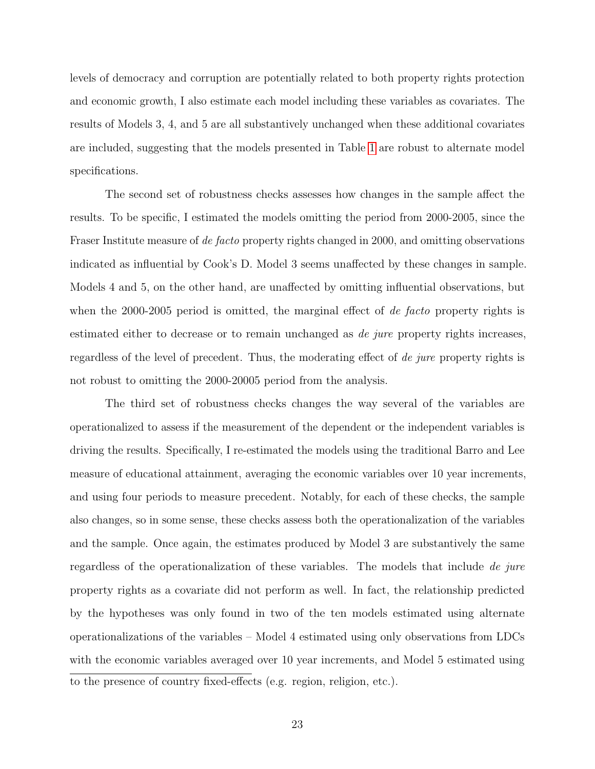levels of democracy and corruption are potentially related to both property rights protection and economic growth, I also estimate each model including these variables as covariates. The results of Models 3, 4, and 5 are all substantively unchanged when these additional covariates are included, suggesting that the models presented in Table 1 are robust to alternate model specifications.

The second set of robustness checks assesses how changes in the sample affect the results. To be specific, I estimated the models omitting the period from 2000-2005, since the Fraser Institute measure of *de facto* property rights changed in 2000, and omitting observations indicated as influential by Cook's D. Model 3 seems unaffected by these changes in sample. Models 4 and 5, on the other hand, are unaffected by omitting influential observations, but when the 2000-2005 period is omitted, the marginal effect of *de facto* property rights is estimated either to decrease or to remain unchanged as *de jure* property rights increases, regardless of the level of precedent. Thus, the moderating effect of *de jure* property rights is not robust to omitting the 2000-20005 period from the analysis.

The third set of robustness checks changes the way several of the variables are operationalized to assess if the measurement of the dependent or the independent variables is driving the results. Specifically, I re-estimated the models using the traditional Barro and Lee measure of educational attainment, averaging the economic variables over 10 year increments, and using four periods to measure precedent. Notably, for each of these checks, the sample also changes, so in some sense, these checks assess both the operationalization of the variables and the sample. Once again, the estimates produced by Model 3 are substantively the same regardless of the operationalization of these variables. The models that include *de jure* property rights as a covariate did not perform as well. In fact, the relationship predicted by the hypotheses was only found in two of the ten models estimated using alternate operationalizations of the variables – Model 4 estimated using only observations from LDCs with the economic variables averaged over 10 year increments, and Model 5 estimated using

---

to the presence of country fixed-effects (e.g. region, religion, etc.).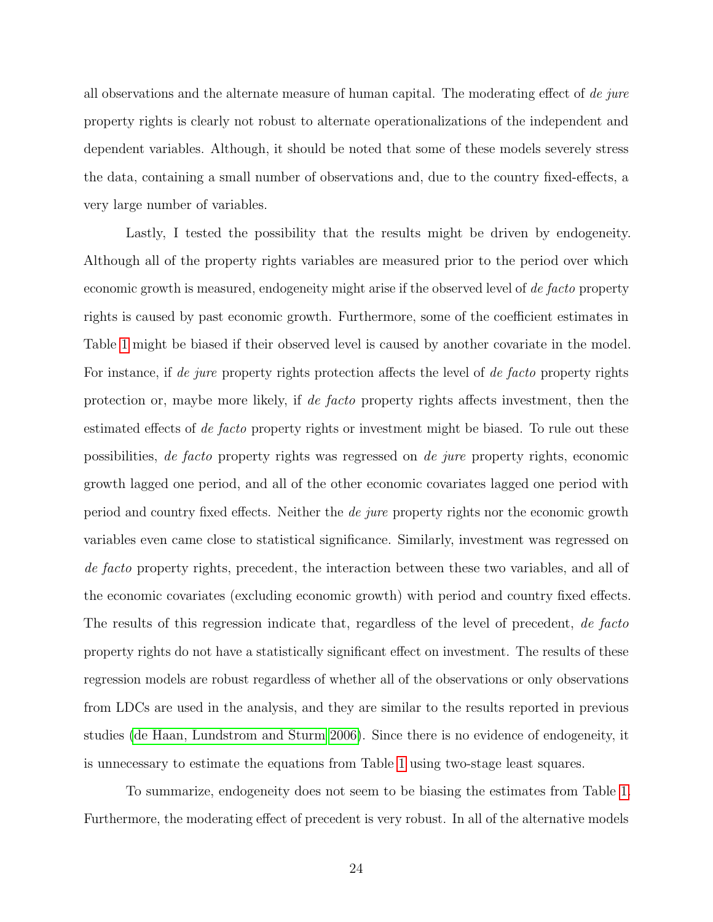all observations and the alternate measure of human capital. The moderating effect of *de jure* property rights is clearly not robust to alternate operationalizations of the independent and dependent variables. Although, it should be noted that some of these models severely stress the data, containing a small number of observations and, due to the country fixed-effects, a very large number of variables.

Lastly, I tested the possibility that the results might be driven by endogeneity. Although all of the property rights variables are measured prior to the period over which economic growth is measured, endogeneity might arise if the observed level of *de facto* property rights is caused by past economic growth. Furthermore, some of the coefficient estimates in Table 1 might be biased if their observed level is caused by another covariate in the model. For instance, if *de jure* property rights protection affects the level of *de facto* property rights protection or, maybe more likely, if *de facto* property rights affects investment, then the estimated effects of *de facto* property rights or investment might be biased. To rule out these possibilities, *de facto* property rights was regressed on *de jure* property rights, economic growth lagged one period, and all of the other economic covariates lagged one period with period and country fixed effects. Neither the *de jure* property rights nor the economic growth variables even came close to statistical significance. Similarly, investment was regressed on *de facto* property rights, precedent, the interaction between these two variables, and all of the economic covariates (excluding economic growth) with period and country fixed effects. The results of this regression indicate that, regardless of the level of precedent, *de facto* property rights do not have a statistically significant effect on investment. The results of these regression models are robust regardless of whether all of the observations or only observations from LDCs are used in the analysis, and they are similar to the results reported in previous studies (de Haan, Lundstrom and Sturm 2006). Since there is no evidence of endogeneity, it is unnecessary to estimate the equations from Table 1 using two-stage least squares.

To summarize, endogeneity does not seem to be biasing the estimates from Table 1. Furthermore, the moderating effect of precedent is very robust. In all of the alternative models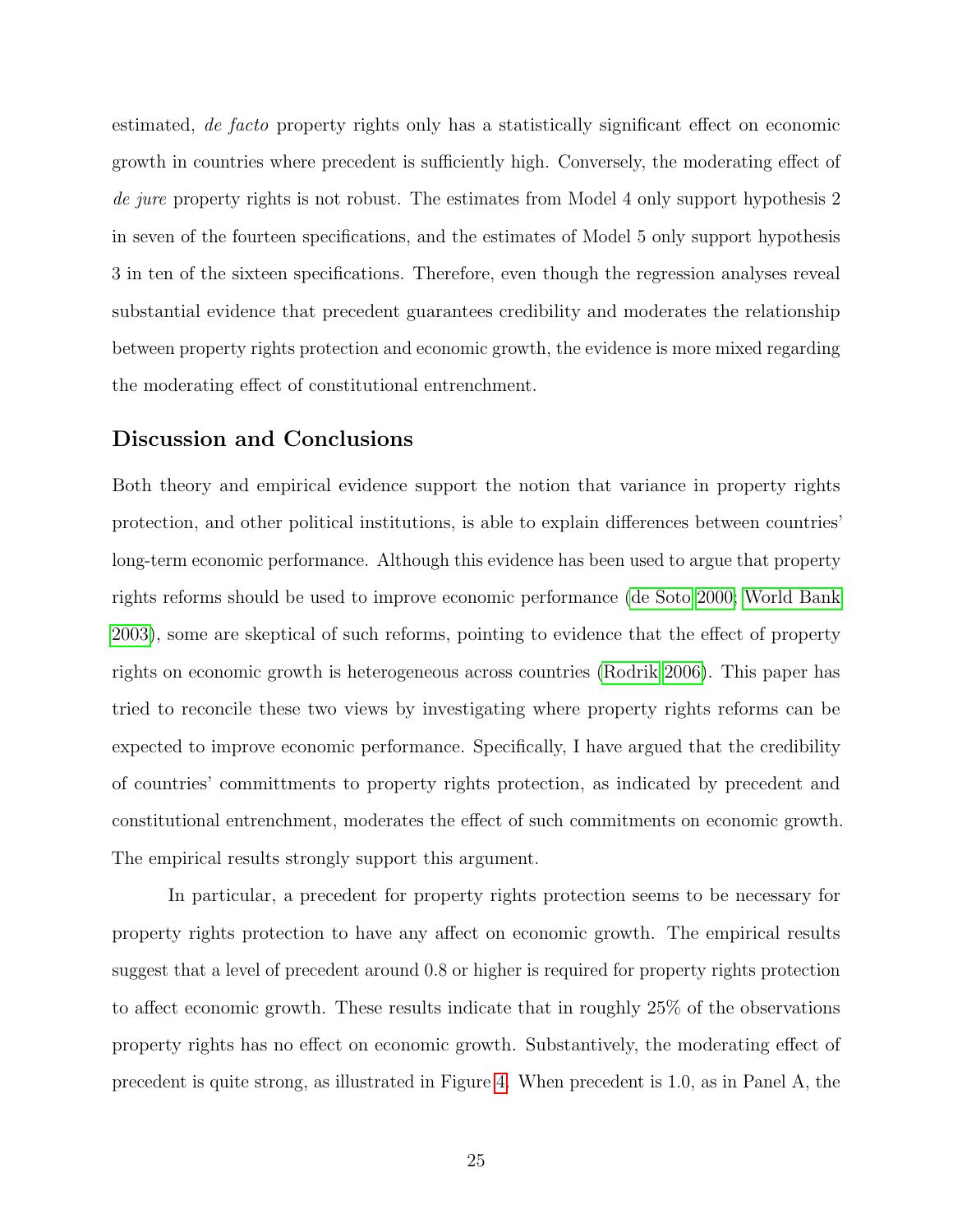estimated, *de facto* property rights only has a statistically significant effect on economic growth in countries where precedent is sufficiently high. Conversely, the moderating effect of *de jure* property rights is not robust. The estimates from Model 4 only support hypothesis 2 in seven of the fourteen specifications, and the estimates of Model 5 only support hypothesis 3 in ten of the sixteen specifications. Therefore, even though the regression analyses reveal substantial evidence that precedent guarantees credibility and moderates the relationship between property rights protection and economic growth, the evidence is more mixed regarding the moderating effect of constitutional entrenchment.

## Discussion and Conclusions

Both theory and empirical evidence support the notion that variance in property rights protection, and other political institutions, is able to explain differences between countries' long-term economic performance. Although this evidence has been used to argue that property rights reforms should be used to improve economic performance (de Soto 2000; World Bank 2003), some are skeptical of such reforms, pointing to evidence that the effect of property rights on economic growth is heterogeneous across countries (Rodrik 2006). This paper has tried to reconcile these two views by investigating where property rights reforms can be expected to improve economic performance. Specifically, I have argued that the credibility of countries' committments to property rights protection, as indicated by precedent and constitutional entrenchment, moderates the effect of such commitments on economic growth. The empirical results strongly support this argument.

In particular, a precedent for property rights protection seems to be necessary for property rights protection to have any affect on economic growth. The empirical results suggest that a level of precedent around 0.8 or higher is required for property rights protection to affect economic growth. These results indicate that in roughly 25% of the observations property rights has no effect on economic growth. Substantively, the moderating effect of precedent is quite strong, as illustrated in Figure 4. When precedent is 1.0, as in Panel A, the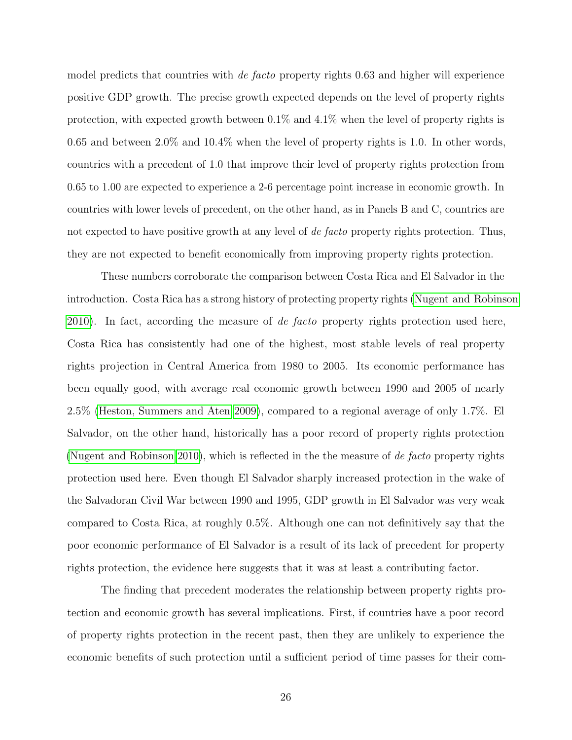model predicts that countries with *de facto* property rights 0.63 and higher will experience positive GDP growth. The precise growth expected depends on the level of property rights protection, with expected growth between 0.1% and 4.1% when the level of property rights is 0.65 and between 2.0% and 10.4% when the level of property rights is 1.0. In other words, countries with a precedent of 1.0 that improve their level of property rights protection from 0.65 to 1.00 are expected to experience a 2-6 percentage point increase in economic growth. In countries with lower levels of precedent, on the other hand, as in Panels B and C, countries are not expected to have positive growth at any level of *de facto* property rights protection. Thus, they are not expected to benefit economically from improving property rights protection.

These numbers corroborate the comparison between Costa Rica and El Salvador in the introduction. Costa Rica has a strong history of protecting property rights (Nugent and Robinson 2010). In fact, according the measure of *de facto* property rights protection used here, Costa Rica has consistently had one of the highest, most stable levels of real property rights projection in Central America from 1980 to 2005. Its economic performance has been equally good, with average real economic growth between 1990 and 2005 of nearly 2.5% (Heston, Summers and Aten 2009), compared to a regional average of only 1.7%. El Salvador, on the other hand, historically has a poor record of property rights protection (Nugent and Robinson 2010), which is reflected in the the measure of *de facto* property rights protection used here. Even though El Salvador sharply increased protection in the wake of the Salvadoran Civil War between 1990 and 1995, GDP growth in El Salvador was very weak compared to Costa Rica, at roughly 0.5%. Although one can not definitively say that the poor economic performance of El Salvador is a result of its lack of precedent for property rights protection, the evidence here suggests that it was at least a contributing factor.

The finding that precedent moderates the relationship between property rights protection and economic growth has several implications. First, if countries have a poor record of property rights protection in the recent past, then they are unlikely to experience the economic benefits of such protection until a sufficient period of time passes for their com-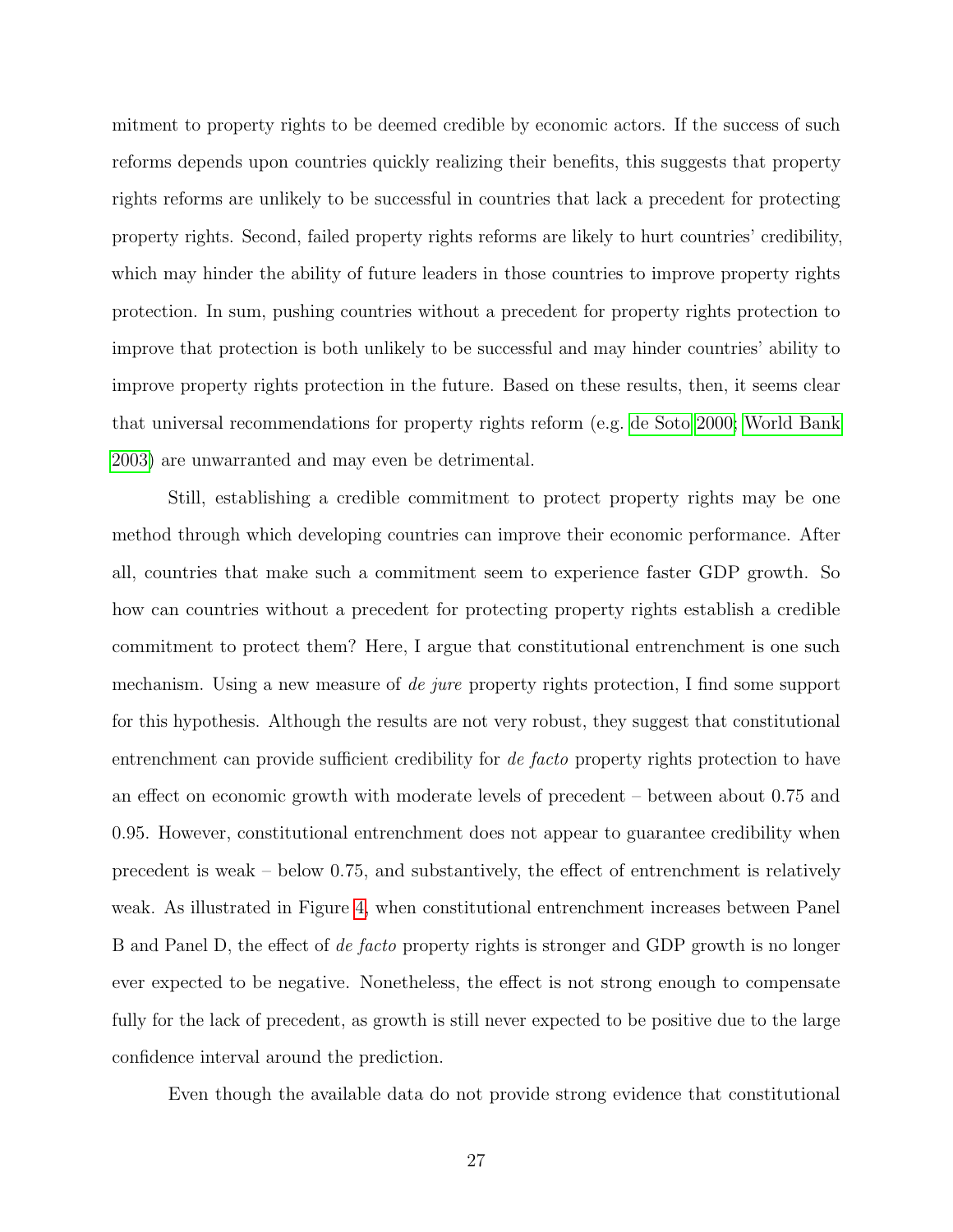mitment to property rights to be deemed credible by economic actors. If the success of such reforms depends upon countries quickly realizing their benefits, this suggests that property rights reforms are unlikely to be successful in countries that lack a precedent for protecting property rights. Second, failed property rights reforms are likely to hurt countries' credibility, which may hinder the ability of future leaders in those countries to improve property rights protection. In sum, pushing countries without a precedent for property rights protection to improve that protection is both unlikely to be successful and may hinder countries' ability to improve property rights protection in the future. Based on these results, then, it seems clear that universal recommendations for property rights reform (e.g. de Soto 2000; World Bank 2003) are unwarranted and may even be detrimental.

Still, establishing a credible commitment to protect property rights may be one method through which developing countries can improve their economic performance. After all, countries that make such a commitment seem to experience faster GDP growth. So how can countries without a precedent for protecting property rights establish a credible commitment to protect them? Here, I argue that constitutional entrenchment is one such mechanism. Using a new measure of *de jure* property rights protection, I find some support for this hypothesis. Although the results are not very robust, they suggest that constitutional entrenchment can provide sufficient credibility for *de facto* property rights protection to have an effect on economic growth with moderate levels of precedent – between about 0.75 and 0.95. However, constitutional entrenchment does not appear to guarantee credibility when precedent is weak – below 0.75, and substantively, the effect of entrenchment is relatively weak. As illustrated in Figure 4, when constitutional entrenchment increases between Panel B and Panel D, the effect of *de facto* property rights is stronger and GDP growth is no longer ever expected to be negative. Nonetheless, the effect is not strong enough to compensate fully for the lack of precedent, as growth is still never expected to be positive due to the large confidence interval around the prediction.

Even though the available data do not provide strong evidence that constitutional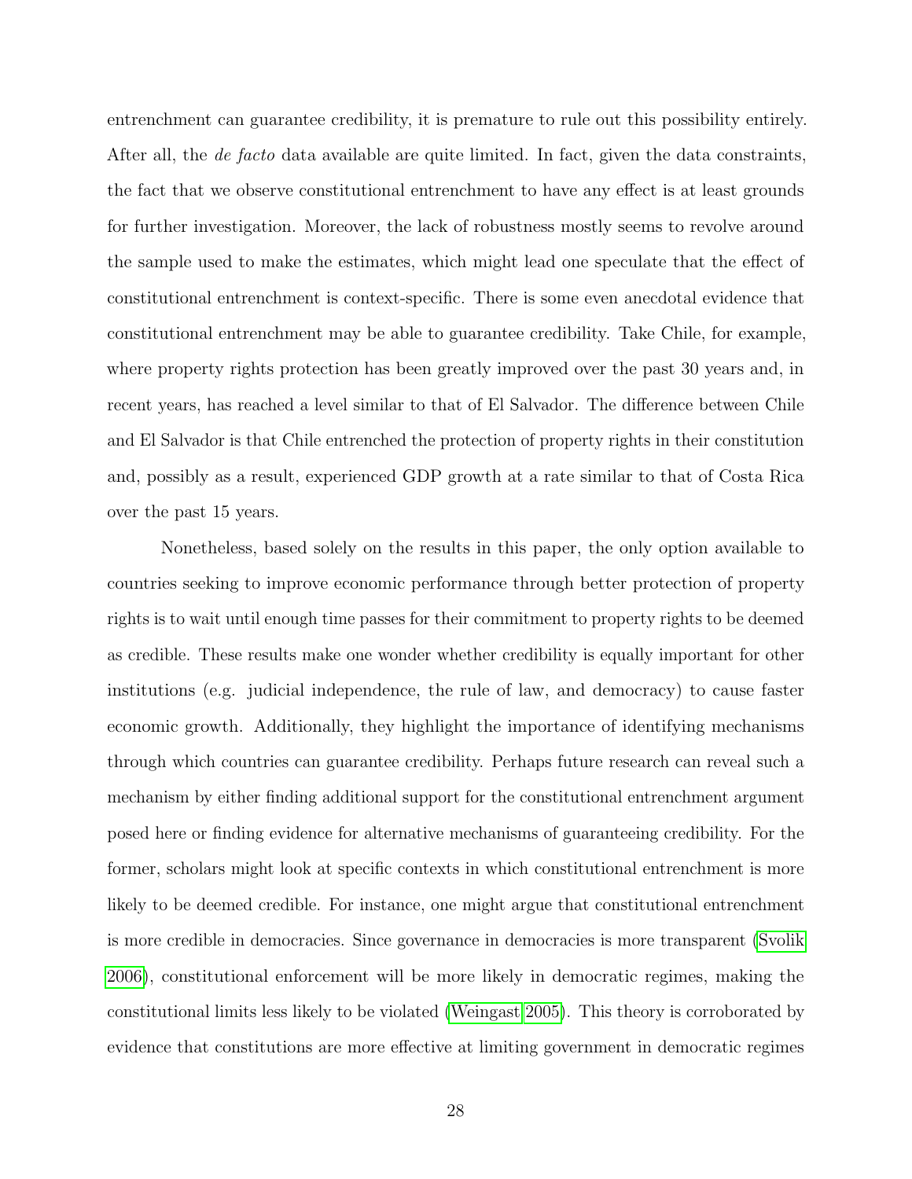entrenchment can guarantee credibility, it is premature to rule out this possibility entirely. After all, the *de facto* data available are quite limited. In fact, given the data constraints, the fact that we observe constitutional entrenchment to have any effect is at least grounds for further investigation. Moreover, the lack of robustness mostly seems to revolve around the sample used to make the estimates, which might lead one speculate that the effect of constitutional entrenchment is context-specific. There is some even anecdotal evidence that constitutional entrenchment may be able to guarantee credibility. Take Chile, for example, where property rights protection has been greatly improved over the past 30 years and, in recent years, has reached a level similar to that of El Salvador. The difference between Chile and El Salvador is that Chile entrenched the protection of property rights in their constitution and, possibly as a result, experienced GDP growth at a rate similar to that of Costa Rica over the past 15 years.

Nonetheless, based solely on the results in this paper, the only option available to countries seeking to improve economic performance through better protection of property rights is to wait until enough time passes for their commitment to property rights to be deemed as credible. These results make one wonder whether credibility is equally important for other institutions (e.g. judicial independence, the rule of law, and democracy) to cause faster economic growth. Additionally, they highlight the importance of identifying mechanisms through which countries can guarantee credibility. Perhaps future research can reveal such a mechanism by either finding additional support for the constitutional entrenchment argument posed here or finding evidence for alternative mechanisms of guaranteeing credibility. For the former, scholars might look at specific contexts in which constitutional entrenchment is more likely to be deemed credible. For instance, one might argue that constitutional entrenchment is more credible in democracies. Since governance in democracies is more transparent (Svolik 2006), constitutional enforcement will be more likely in democratic regimes, making the constitutional limits less likely to be violated (Weingast 2005). This theory is corroborated by evidence that constitutions are more effective at limiting government in democratic regimes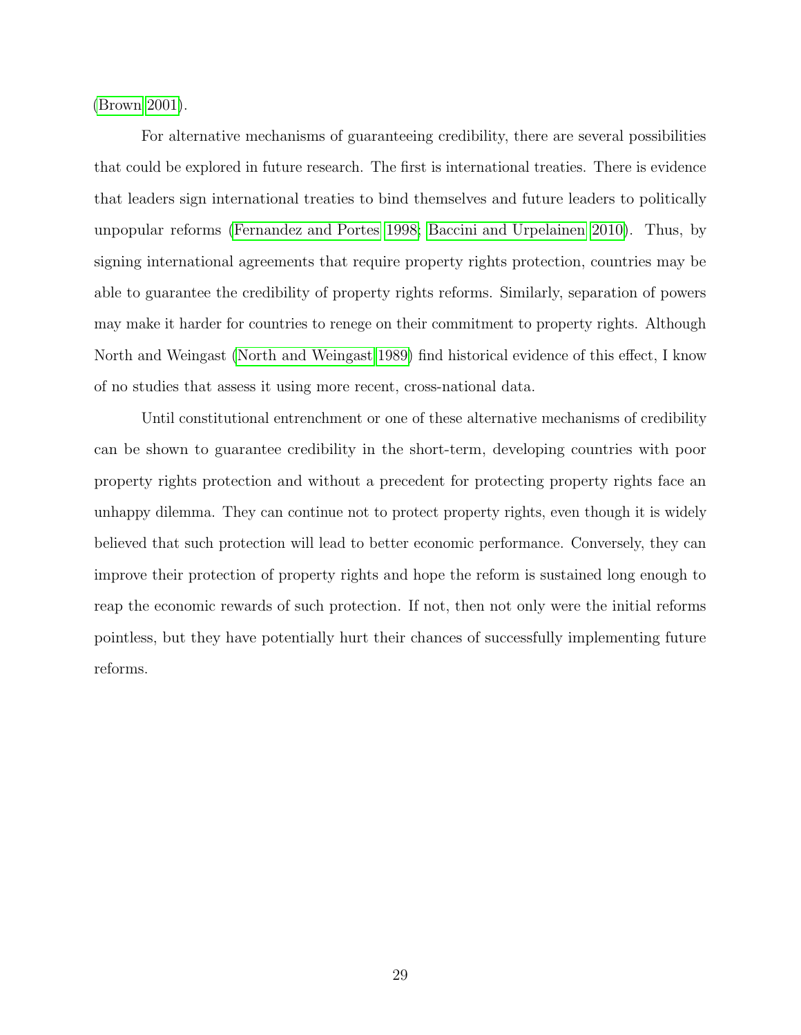(Brown 2001).

For alternative mechanisms of guaranteeing credibility, there are several possibilities that could be explored in future research. The first is international treaties. There is evidence that leaders sign international treaties to bind themselves and future leaders to politically unpopular reforms (Fernandez and Portes 1998; Baccini and Urpelainen 2010). Thus, by signing international agreements that require property rights protection, countries may be able to guarantee the credibility of property rights reforms. Similarly, separation of powers may make it harder for countries to renege on their commitment to property rights. Although North and Weingast (North and Weingast 1989) find historical evidence of this effect, I know of no studies that assess it using more recent, cross-national data.

Until constitutional entrenchment or one of these alternative mechanisms of credibility can be shown to guarantee credibility in the short-term, developing countries with poor property rights protection and without a precedent for protecting property rights face an unhappy dilemma. They can continue not to protect property rights, even though it is widely believed that such protection will lead to better economic performance. Conversely, they can improve their protection of property rights and hope the reform is sustained long enough to reap the economic rewards of such protection. If not, then not only were the initial reforms pointless, but they have potentially hurt their chances of successfully implementing future reforms.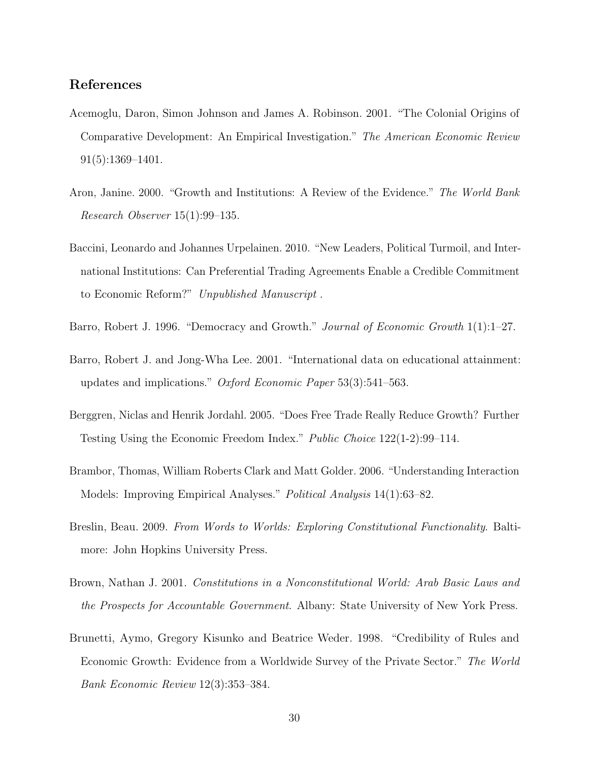## References

Acemoglu, Daron, Simon Johnson and James A. Robinson. 2001. "The Colonial Origins of Comparative Development: An Empirical Investigation." *The American Economic Review* 91(5):1369–1401.

Aron, Janine. 2000. "Growth and Institutions: A Review of the Evidence." *The World Bank Research Observer* 15(1):99–135.

Baccini, Leonardo and Johannes Urpelainen. 2010. "New Leaders, Political Turmoil, and International Institutions: Can Preferential Trading Agreements Enable a Credible Commitment to Economic Reform?" *Unpublished Manuscript* .

Barro, Robert J. 1996. "Democracy and Growth." *Journal of Economic Growth* 1(1):1–27.

Barro, Robert J. and Jong-Wha Lee. 2001. "International data on educational attainment: updates and implications." *Oxford Economic Paper* 53(3):541–563.

Berggren, Niclas and Henrik Jordahl. 2005. "Does Free Trade Really Reduce Growth? Further Testing Using the Economic Freedom Index." *Public Choice* 122(1-2):99–114.

Brambor, Thomas, William Roberts Clark and Matt Golder. 2006. "Understanding Interaction Models: Improving Empirical Analyses." *Political Analysis* 14(1):63–82.

Breslin, Beau. 2009. *From Words to Worlds: Exploring Constitutional Functionality*. Baltimore: John Hopkins University Press.

Brown, Nathan J. 2001. *Constitutions in a Nonconstitutional World: Arab Basic Laws and the Prospects for Accountable Government*. Albany: State University of New York Press.

Brunetti, Aymo, Gregory Kisunko and Beatrice Weder. 1998. "Credibility of Rules and Economic Growth: Evidence from a Worldwide Survey of the Private Sector." *The World Bank Economic Review* 12(3):353–384.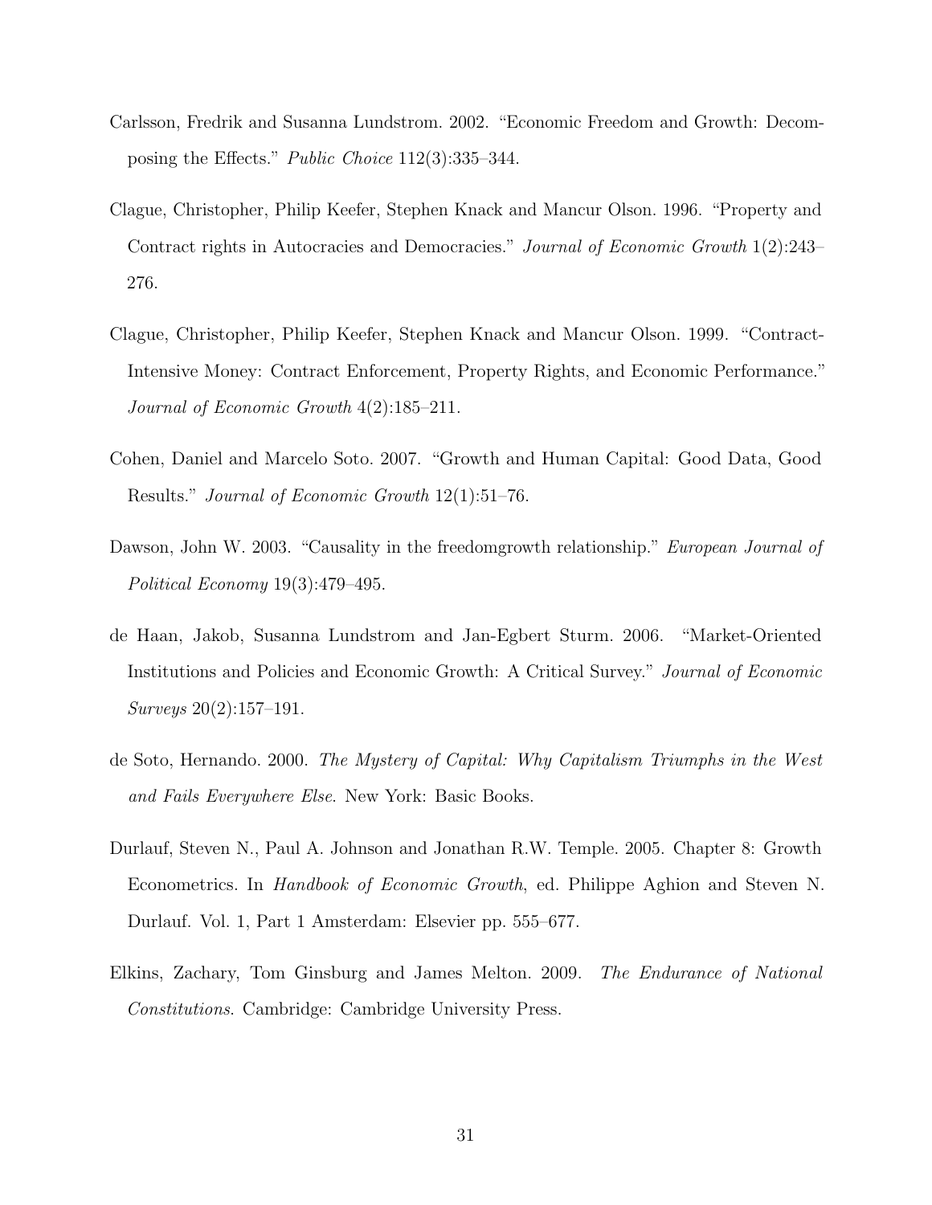Carlsson, Fredrik and Susanna Lundstrom. 2002. "Economic Freedom and Growth: Decomposing the Effects." *Public Choice* 112(3):335–344.

Clague, Christopher, Philip Keefer, Stephen Knack and Mancur Olson. 1996. "Property and Contract rights in Autocracies and Democracies." *Journal of Economic Growth* 1(2):243–276.

Clague, Christopher, Philip Keefer, Stephen Knack and Mancur Olson. 1999. "Contract-Intensive Money: Contract Enforcement, Property Rights, and Economic Performance." *Journal of Economic Growth* 4(2):185–211.

Cohen, Daniel and Marcelo Soto. 2007. "Growth and Human Capital: Good Data, Good Results." *Journal of Economic Growth* 12(1):51–76.

Dawson, John W. 2003. "Causality in the freedomgrowth relationship." *European Journal of Political Economy* 19(3):479–495.

de Haan, Jakob, Susanna Lundstrom and Jan-Egbert Sturm. 2006. "Market-Oriented Institutions and Policies and Economic Growth: A Critical Survey." *Journal of Economic Surveys* 20(2):157–191.

de Soto, Hernando. 2000. *The Mystery of Capital: Why Capitalism Triumphs in the West and Fails Everywhere Else*. New York: Basic Books.

Durlauf, Steven N., Paul A. Johnson and Jonathan R.W. Temple. 2005. Chapter 8: Growth Econometrics. In *Handbook of Economic Growth*, ed. Philippe Aghion and Steven N. Durlauf. Vol. 1, Part 1 Amsterdam: Elsevier pp. 555–677.

Elkins, Zachary, Tom Ginsburg and James Melton. 2009. *The Endurance of National Constitutions*. Cambridge: Cambridge University Press.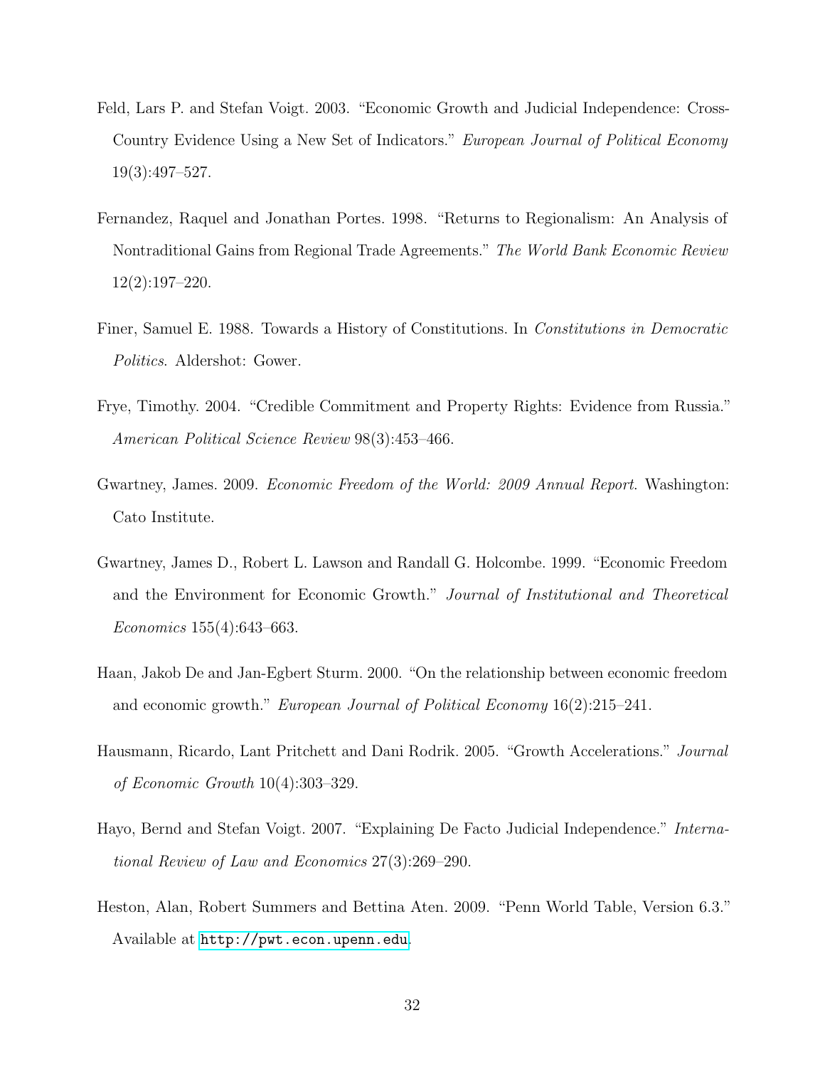Feld, Lars P. and Stefan Voigt. 2003. "Economic Growth and Judicial Independence: Cross-Country Evidence Using a New Set of Indicators." *European Journal of Political Economy* 19(3):497–527.

Fernandez, Raquel and Jonathan Portes. 1998. "Returns to Regionalism: An Analysis of Nontraditional Gains from Regional Trade Agreements." *The World Bank Economic Review* 12(2):197–220.

Finer, Samuel E. 1988. Towards a History of Constitutions. In *Constitutions in Democratic Politics*. Aldershot: Gower.

Frye, Timothy. 2004. "Credible Commitment and Property Rights: Evidence from Russia." *American Political Science Review* 98(3):453–466.

Gwartney, James. 2009. *Economic Freedom of the World: 2009 Annual Report*. Washington: Cato Institute.

Gwartney, James D., Robert L. Lawson and Randall G. Holcombe. 1999. "Economic Freedom and the Environment for Economic Growth." *Journal of Institutional and Theoretical Economics* 155(4):643–663.

Haan, Jakob De and Jan-Egbert Sturm. 2000. "On the relationship between economic freedom and economic growth." *European Journal of Political Economy* 16(2):215–241.

Hausmann, Ricardo, Lant Pritchett and Dani Rodrik. 2005. "Growth Accelerations." *Journal of Economic Growth* 10(4):303–329.

Hayo, Bernd and Stefan Voigt. 2007. "Explaining De Facto Judicial Independence." *International Review of Law and Economics* 27(3):269–290.

Heston, Alan, Robert Summers and Bettina Aten. 2009. "Penn World Table, Version 6.3." Available at http://pwt.econ.upenn.edu.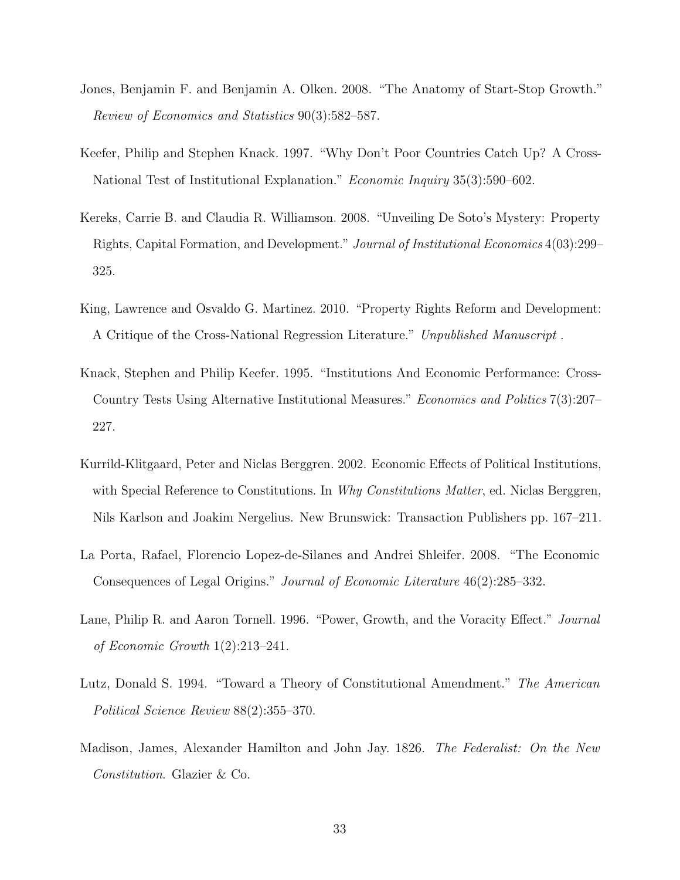Jones, Benjamin F. and Benjamin A. Olken. 2008. "The Anatomy of Start-Stop Growth." *Review of Economics and Statistics* 90(3):582–587.

Keefer, Philip and Stephen Knack. 1997. "Why Don't Poor Countries Catch Up? A Cross-National Test of Institutional Explanation." *Economic Inquiry* 35(3):590–602.

Kereks, Carrie B. and Claudia R. Williamson. 2008. "Unveiling De Soto's Mystery: Property Rights, Capital Formation, and Development." *Journal of Institutional Economics* 4(03):299–325.

King, Lawrence and Osvaldo G. Martinez. 2010. "Property Rights Reform and Development: A Critique of the Cross-National Regression Literature." *Unpublished Manuscript* .

Knack, Stephen and Philip Keefer. 1995. "Institutions And Economic Performance: Cross-Country Tests Using Alternative Institutional Measures." *Economics and Politics* 7(3):207–227.

Kurrild-Klitgaard, Peter and Niclas Berggren. 2002. Economic Effects of Political Institutions, with Special Reference to Constitutions. In *Why Constitutions Matter*, ed. Niclas Berggren, Nils Karlson and Joakim Nergelius. New Brunswick: Transaction Publishers pp. 167–211.

La Porta, Rafael, Florencio Lopez-de-Silanes and Andrei Shleifer. 2008. "The Economic Consequences of Legal Origins." *Journal of Economic Literature* 46(2):285–332.

Lane, Philip R. and Aaron Tornell. 1996. "Power, Growth, and the Voracity Effect." *Journal of Economic Growth* 1(2):213–241.

Lutz, Donald S. 1994. "Toward a Theory of Constitutional Amendment." *The American Political Science Review* 88(2):355–370.

Madison, James, Alexander Hamilton and John Jay. 1826. *The Federalist: On the New Constitution*. Glazier & Co.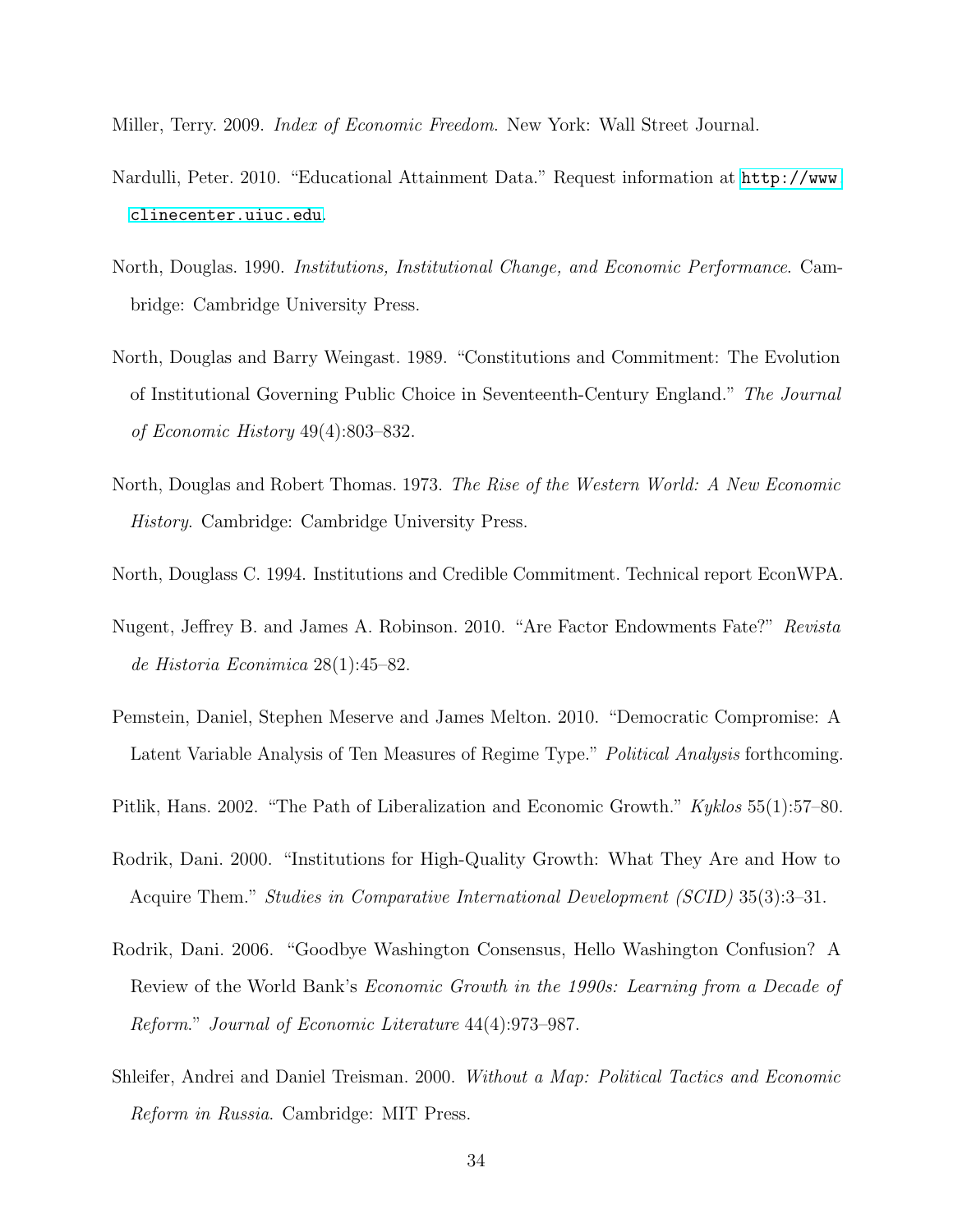Miller, Terry. 2009. *Index of Economic Freedom*. New York: Wall Street Journal.

Nardulli, Peter. 2010. "Educational Attainment Data." Request information at http://www.clinecenter.uiuc.edu.

North, Douglas. 1990. *Institutions, Institutional Change, and Economic Performance*. Cambridge: Cambridge University Press.

North, Douglas and Barry Weingast. 1989. "Constitutions and Commitment: The Evolution of Institutional Governing Public Choice in Seventeenth-Century England." *The Journal of Economic History* 49(4):803–832.

North, Douglas and Robert Thomas. 1973. *The Rise of the Western World: A New Economic History*. Cambridge: Cambridge University Press.

North, Douglass C. 1994. Institutions and Credible Commitment. Technical report EconWPA.

Nugent, Jeffrey B. and James A. Robinson. 2010. "Are Factor Endowments Fate?" *Revista de Historia Econimica* 28(1):45–82.

Pemstein, Daniel, Stephen Meserve and James Melton. 2010. "Democratic Compromise: A Latent Variable Analysis of Ten Measures of Regime Type." *Political Analysis* forthcoming.

Pitlik, Hans. 2002. "The Path of Liberalization and Economic Growth." *Kyklos* 55(1):57–80.

Rodrik, Dani. 2000. "Institutions for High-Quality Growth: What They Are and How to Acquire Them." *Studies in Comparative International Development (SCID)* 35(3):3–31.

Rodrik, Dani. 2006. "Goodbye Washington Consensus, Hello Washington Confusion? A Review of the World Bank's *Economic Growth in the 1990s: Learning from a Decade of Reform*." *Journal of Economic Literature* 44(4):973–987.

Shleifer, Andrei and Daniel Treisman. 2000. *Without a Map: Political Tactics and Economic Reform in Russia*. Cambridge: MIT Press.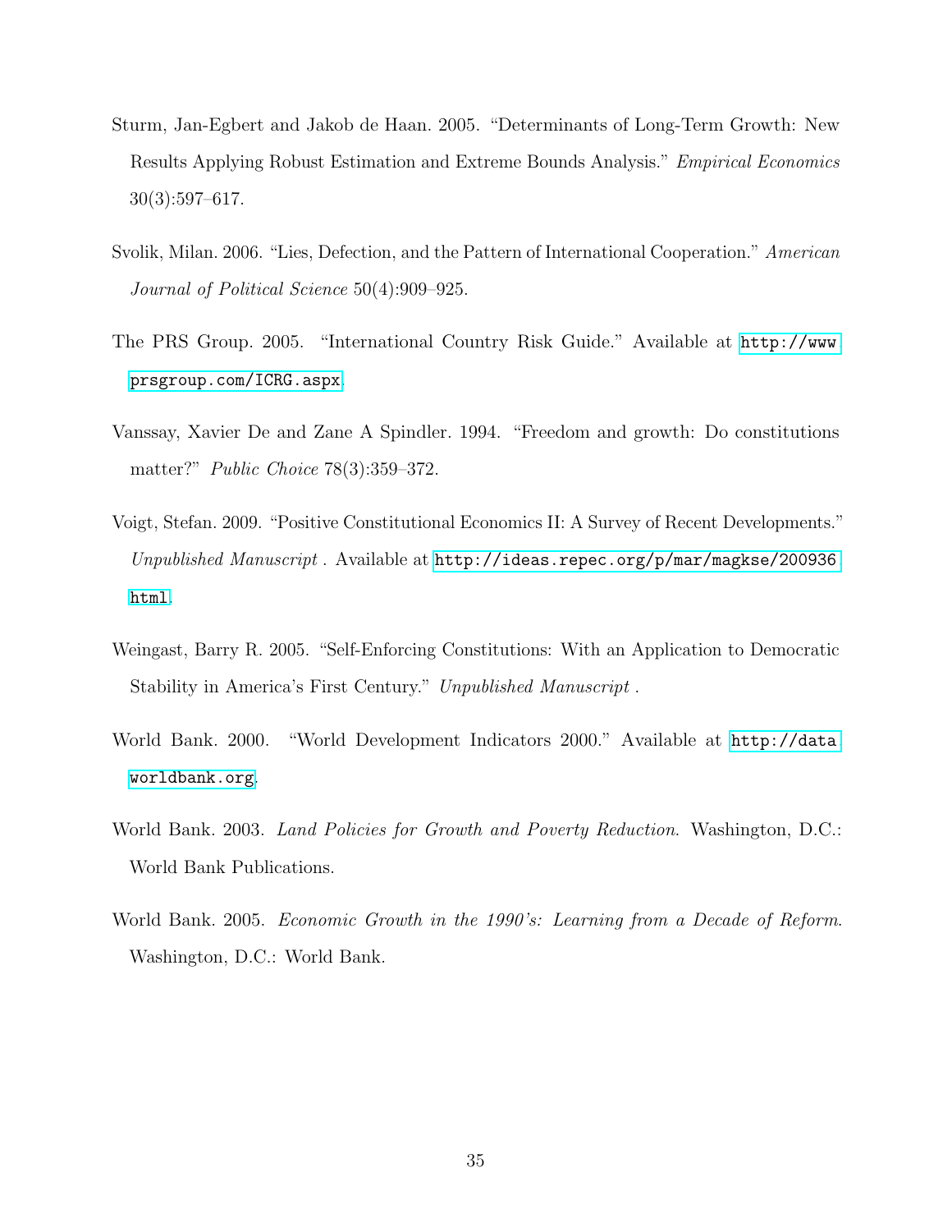Sturm, Jan-Egbert and Jakob de Haan. 2005. "Determinants of Long-Term Growth: New Results Applying Robust Estimation and Extreme Bounds Analysis." *Empirical Economics* 30(3):597–617.

Svolik, Milan. 2006. "Lies, Defection, and the Pattern of International Cooperation." *American Journal of Political Science* 50(4):909–925.

The PRS Group. 2005. "International Country Risk Guide." Available at http://www.prsgroup.com/ICRG.aspx.

Vanssay, Xavier De and Zane A Spindler. 1994. "Freedom and growth: Do constitutions matter?" *Public Choice* 78(3):359–372.

Voigt, Stefan. 2009. "Positive Constitutional Economics II: A Survey of Recent Developments." *Unpublished Manuscript* . Available at http://ideas.repec.org/p/mar/magkse/200936.html.

Weingast, Barry R. 2005. "Self-Enforcing Constitutions: With an Application to Democratic Stability in America's First Century." *Unpublished Manuscript* .

World Bank. 2000. "World Development Indicators 2000." Available at http://data.worldbank.org.

World Bank. 2003. *Land Policies for Growth and Poverty Reduction.* Washington, D.C.: World Bank Publications.

World Bank. 2005. *Economic Growth in the 1990's: Learning from a Decade of Reform*. Washington, D.C.: World Bank.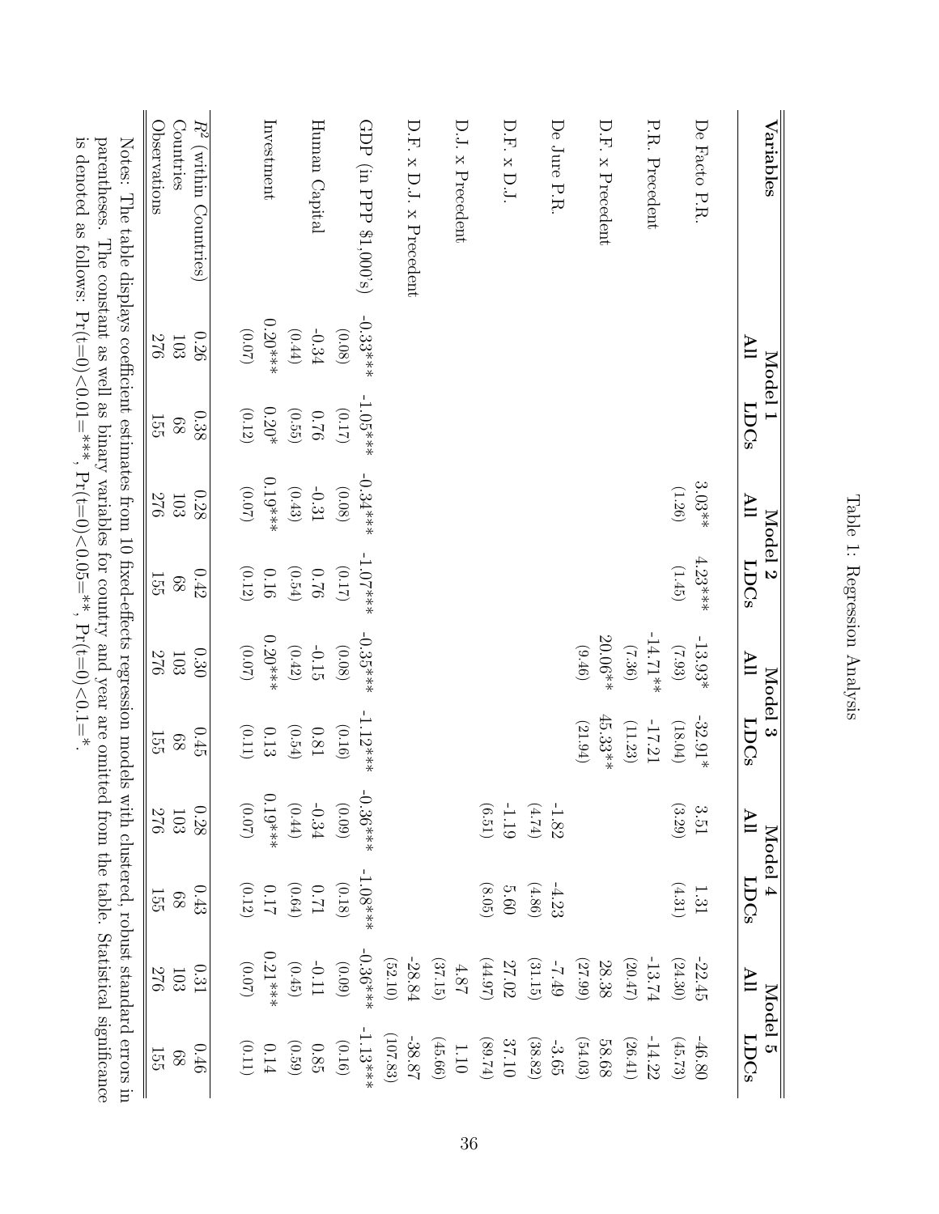Table 1: Regression Analysis

| Variables | Model 1 | | Model 2 | | Model 3 | | Model 4 | | Model 5 | |
|---|---|---|---|---|---|---|---|---|---|---|
| | All | LDCs | All | LDCs | All | LDCs | All | LDCs | All | LDCs |
| De Facto P.R. | | | 3.03** | 4.23*** | -13.93* | -32.91* | 3.51 | 1.31 | -22.45 | -46.80 |
| | | | (1.26) | (1.45) | (7.93) | (18.04) | (3.29) | (4.31) | (24.30) | (45.73) |
| P.R. Precedent | | | | | -14.71** | -17.21 | | | -13.74 | -14.22 |
| | | | | | (7.36) | (11.23) | | | (20.47) | (26.41) |
| D.F. x Precedent | | | | | 20.06** | 45.33** | | | 28.38 | 58.68 |
| | | | | | (9.46) | (21.94) | | | (27.99) | (54.03) |
| De Jure P.R. | | | | | | | -1.82 | -4.23 | -7.49 | -3.65 |
| | | | | | | | (4.74) | (4.86) | (31.15) | (38.82) |
| D.F. x D.J. | | | | | | | -1.19 | 5.60 | 27.02 | 37.10 |
| | | | | | | | (6.51) | (8.05) | (44.97) | (89.74) |
| D.J. x Precedent | | | | | | | | | 4.87 | 1.10 |
| | | | | | | | | | (37.15) | (45.66) |
| D.F. x D.J. x Precedent | | | | | | | | | -28.84 | -38.87 |
| | | | | | | | | | (52.10) | (107.83) |
| GDP (in PPP $1,000's) | -0.33*** | -1.05*** | -0.34*** | -1.07*** | -0.35*** | -1.12*** | -0.36*** | -1.08*** | -0.36*** | -1.13*** |
| | (0.08) | (0.17) | (0.08) | (0.17) | (0.08) | (0.16) | (0.09) | (0.18) | (0.09) | (0.16) |
| Human Capital | -0.34 | 0.76 | -0.31 | 0.76 | -0.15 | 0.81 | -0.34 | 0.71 | -0.11 | 0.85 |
| | (0.44) | (0.55) | (0.43) | (0.54) | (0.42) | (0.54) | (0.44) | (0.64) | (0.45) | (0.59) |
| Investment | 0.20*** | 0.20* | 0.19*** | 0.16 | 0.20*** | 0.13 | 0.19*** | 0.17 | 0.21*** | 0.14 |
| | (0.07) | (0.12) | (0.07) | (0.12) | (0.07) | (0.11) | (0.07) | (0.12) | (0.07) | (0.11) |
| $R^2$ (within Countries) | 0.26 | 0.38 | 0.28 | 0.42 | 0.30 | 0.45 | 0.28 | 0.43 | 0.31 | 0.46 |
| Countries | 103 | 68 | 103 | 68 | 103 | 68 | 103 | 68 | 103 | 68 |
| Observations | 276 | 155 | 276 | 155 | 276 | 155 | 276 | 155 | 276 | 155 |

Notes: The table displays coefficient estimates from 10 fixed-effects regression models with clustered, robust standard errors in parentheses. The constant as well as binary variables for country and year are omitted from the table. Statistical significance is denoted as follows: $\Pr(t=0)<0.01=$***, $\Pr(t=0)<0.05=$**, $\Pr(t=0)<0.1=$*.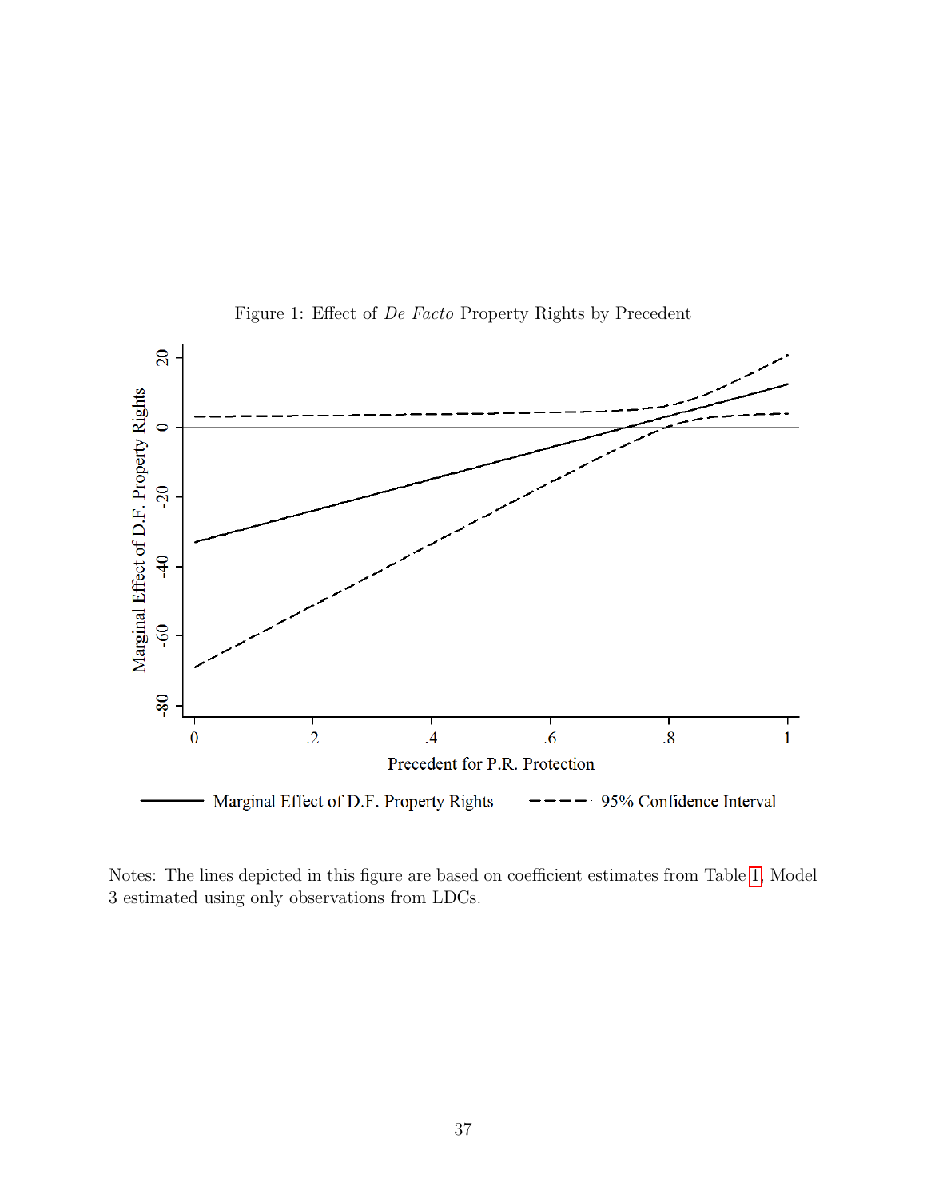Figure 1: Effect of *De Facto* Property Rights by Precedent

Notes: The lines depicted in this figure are based on coefficient estimates from Table 1, Model 3 estimated using only observations from LDCs.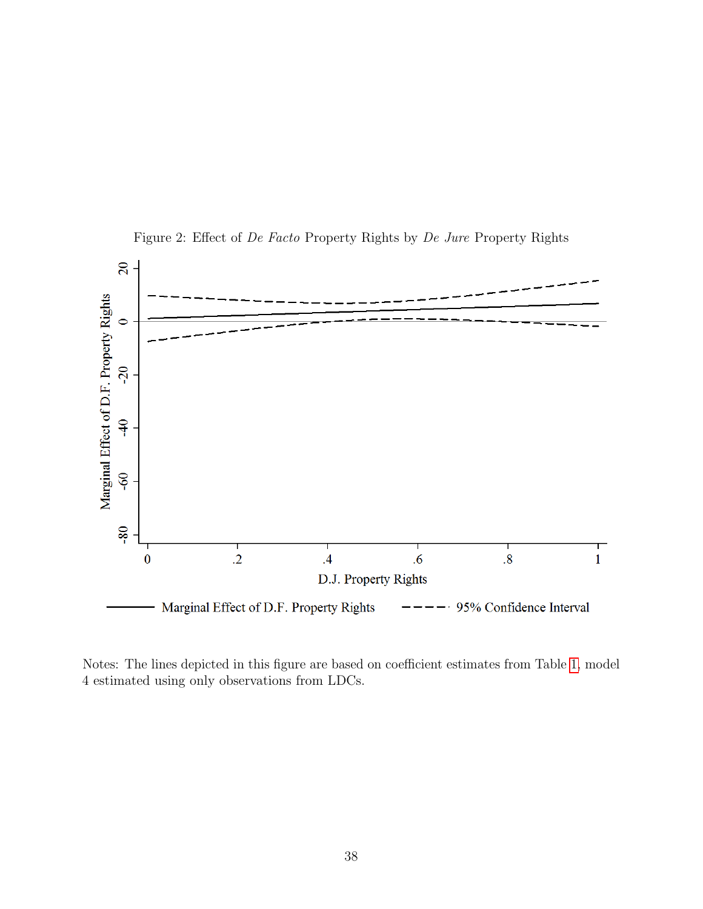Figure 2: Effect of *De Facto* Property Rights by *De Jure* Property Rights

Notes: The lines depicted in this figure are based on coefficient estimates from Table 1, model 4 estimated using only observations from LDCs.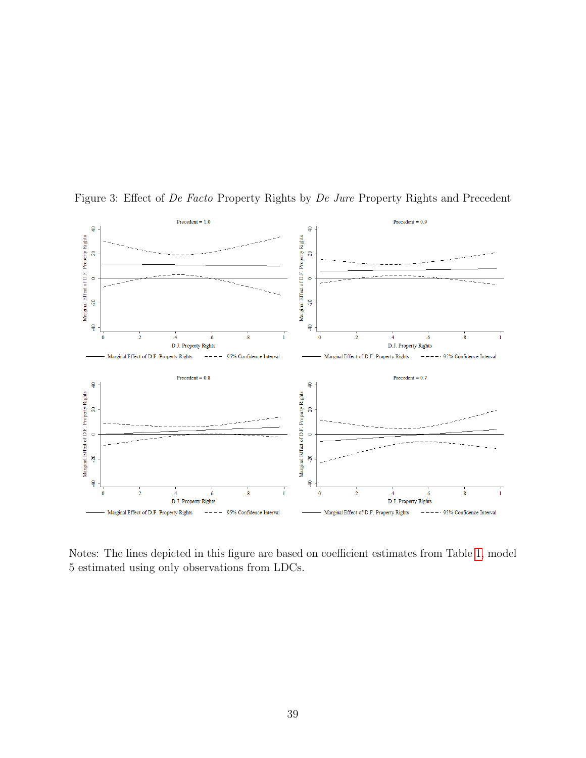Figure 3: Effect of *De Facto* Property Rights by *De Jure* Property Rights and Precedent

Notes: The lines depicted in this figure are based on coefficient estimates from Table 1, model 5 estimated using only observations from LDCs.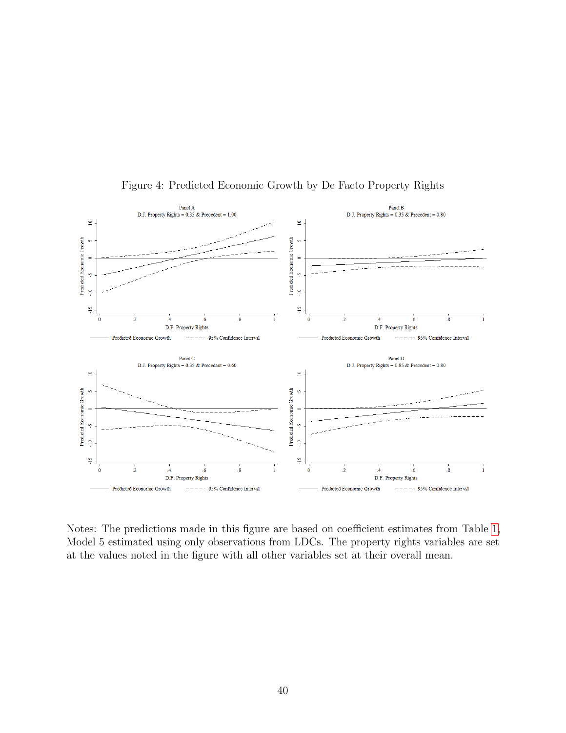Figure 4: Predicted Economic Growth by De Facto Property Rights

Panel A
D.J. Property Rights = 0.35 & Precedent = 1.00

Predicted Economic Growth

-15
-10
-5
0
5
10

0
.2
.4
.6
.8
1

D.F. Property Rights

Predicted Economic Growth
95% Confidence Interval

Panel B
D.J. Property Rights = 0.35 & Precedent = 0.80

Predicted Economic Growth

-15
-10
-5
0
5
10

0
.2
.4
.6
.8
1

D.F. Property Rights

Predicted Economic Growth
95% Confidence Interval

Panel C
D.J. Property Rights = 0.35 & Precedent = 0.60

Predicted Economic Growth

-15
-10
-5
0
5
10

0
.2
.4
.6
.8
1

D.F. Property Rights

Predicted Economic Growth
95% Confidence Interval

Panel D
D.J. Property Rights = 0.85 & Precedent = 0.80

Predicted Economic Growth

-15
-10
-5
0
5
10

0
.2
.4
.6
.8
1

D.F. Property Rights

Predicted Economic Growth
95% Confidence Interval

Notes: The predictions made in this figure are based on coefficient estimates from Table 1, Model 5 estimated using only observations from LDCs. The property rights variables are set at the values noted in the figure with all other variables set at their overall mean.